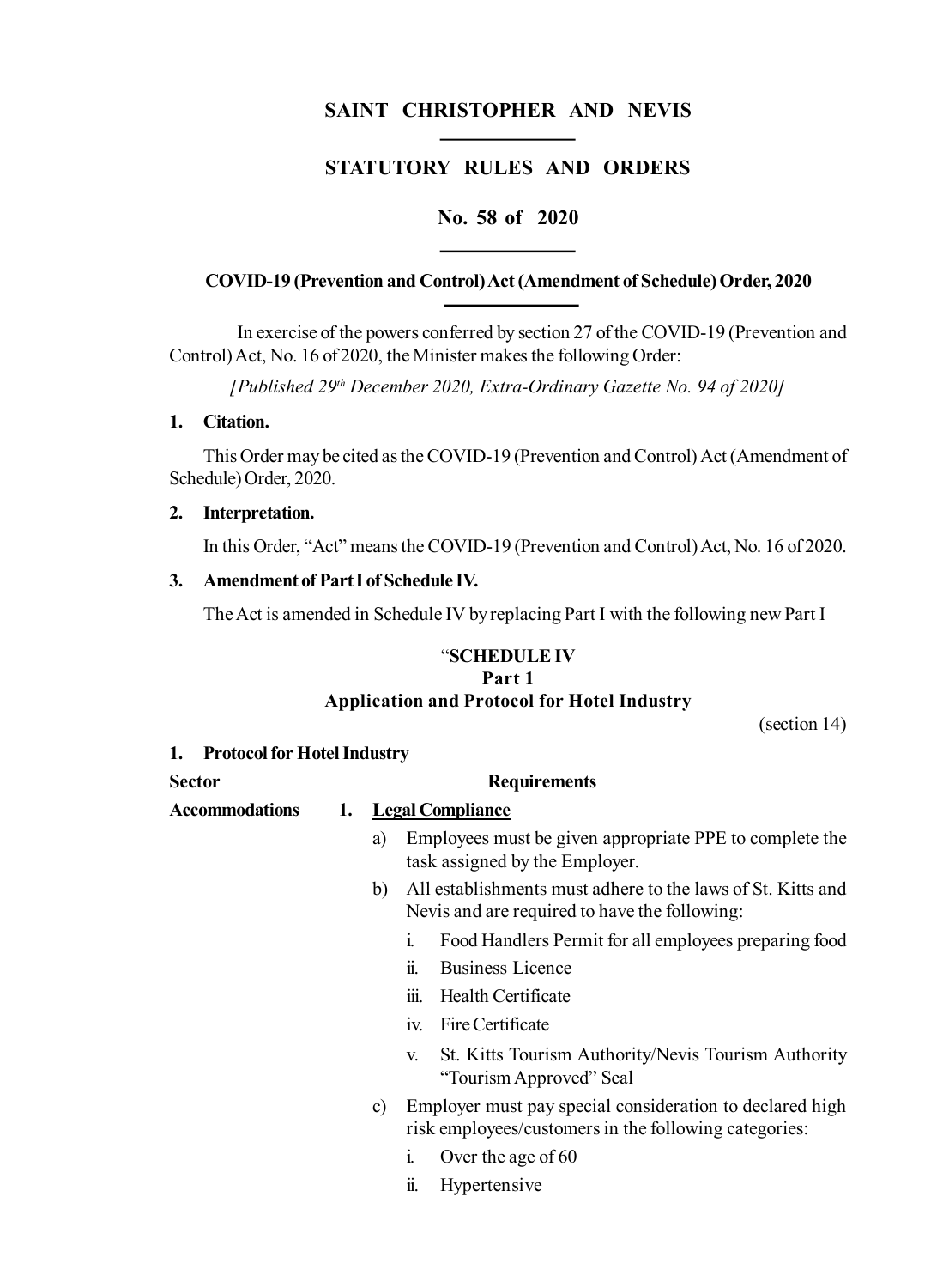# SAINT CHRISTOPHER AND NEVIS

## STATUTORY RULES AND ORDERS

## No. 58 of 2020

### COVID-19 (Prevention and Control) Act (Amendment of Schedule) Order, 2020

In exercise of the powers conferred by section 27 of the COVID-19 (Prevention and Control) Act, No. 16 of 2020, the Minister makes the following Order:

*[Published 29th December 2020, Extra-Ordinary Gazette No. 94 of 2020]*

**1. Citation.**

This Order may be cited as the COVID-19 (Prevention and Control) Act (Amendment of Schedule) Order, 2020.

**2. Interpretation.**

In this Order, "Act" means the COVID-19 (Prevention and Control) Act, No. 16 of 2020.

**3. Amendment of Part I of Schedule IV.**

The Act is amended in Schedule IV by replacing Part I with the following new Part I

"**SCHEDULE IV**
**Part 1**
**Application and Protocol for Hotel Industry**

(section 14)

**1. Protocol for Hotel Industry**

| Sector | Requirements |
|---|---|
| **Accommodations** | 1. <u>**Legal Compliance**</u><br>a) Employees must be given appropriate PPE to complete the task assigned by the Employer.<br>b) All establishments must adhere to the laws of St. Kitts and Nevis and are required to have the following:<br>i. Food Handlers Permit for all employees preparing food<br>ii. Business Licence<br>iii. Health Certificate<br>iv. Fire Certificate<br>v. St. Kitts Tourism Authority/Nevis Tourism Authority "Tourism Approved" Seal<br>c) Employer must pay special consideration to declared high risk employees/customers in the following categories:<br>i. Over the age of 60<br>ii. Hypertensive |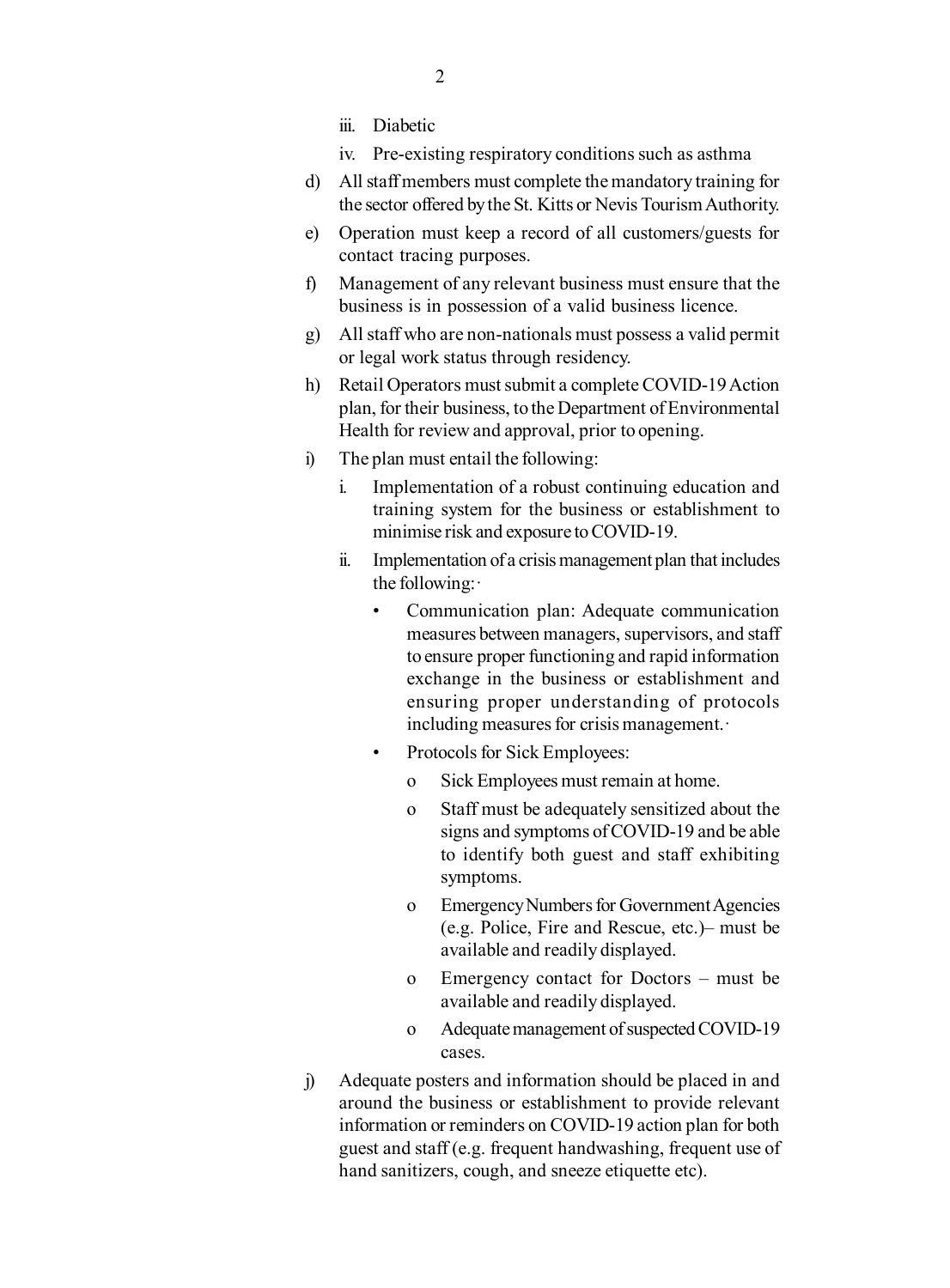iii. Diabetic

iv. Pre-existing respiratory conditions such as asthma

d) All staff members must complete the mandatory training for the sector offered by the St. Kitts or Nevis Tourism Authority.

e) Operation must keep a record of all customers/guests for contact tracing purposes.

f) Management of any relevant business must ensure that the business is in possession of a valid business licence.

g) All staff who are non-nationals must possess a valid permit or legal work status through residency.

h) Retail Operators must submit a complete COVID-19 Action plan, for their business, to the Department of Environmental Health for review and approval, prior to opening.

i) The plan must entail the following:

   i. Implementation of a robust continuing education and training system for the business or establishment to minimise risk and exposure to COVID-19.

   ii. Implementation of a crisis management plan that includes the following:·

      - Communication plan: Adequate communication measures between managers, supervisors, and staff to ensure proper functioning and rapid information exchange in the business or establishment and ensuring proper understanding of protocols including measures for crisis management.·
      - Protocols for Sick Employees:
         - Sick Employees must remain at home.
         - Staff must be adequately sensitized about the signs and symptoms of COVID-19 and be able to identify both guest and staff exhibiting symptoms.
         - Emergency Numbers for Government Agencies (e.g. Police, Fire and Rescue, etc.)– must be available and readily displayed.
         - Emergency contact for Doctors – must be available and readily displayed.
         - Adequate management of suspected COVID-19 cases.

j) Adequate posters and information should be placed in and around the business or establishment to provide relevant information or reminders on COVID-19 action plan for both guest and staff (e.g. frequent handwashing, frequent use of hand sanitizers, cough, and sneeze etiquette etc).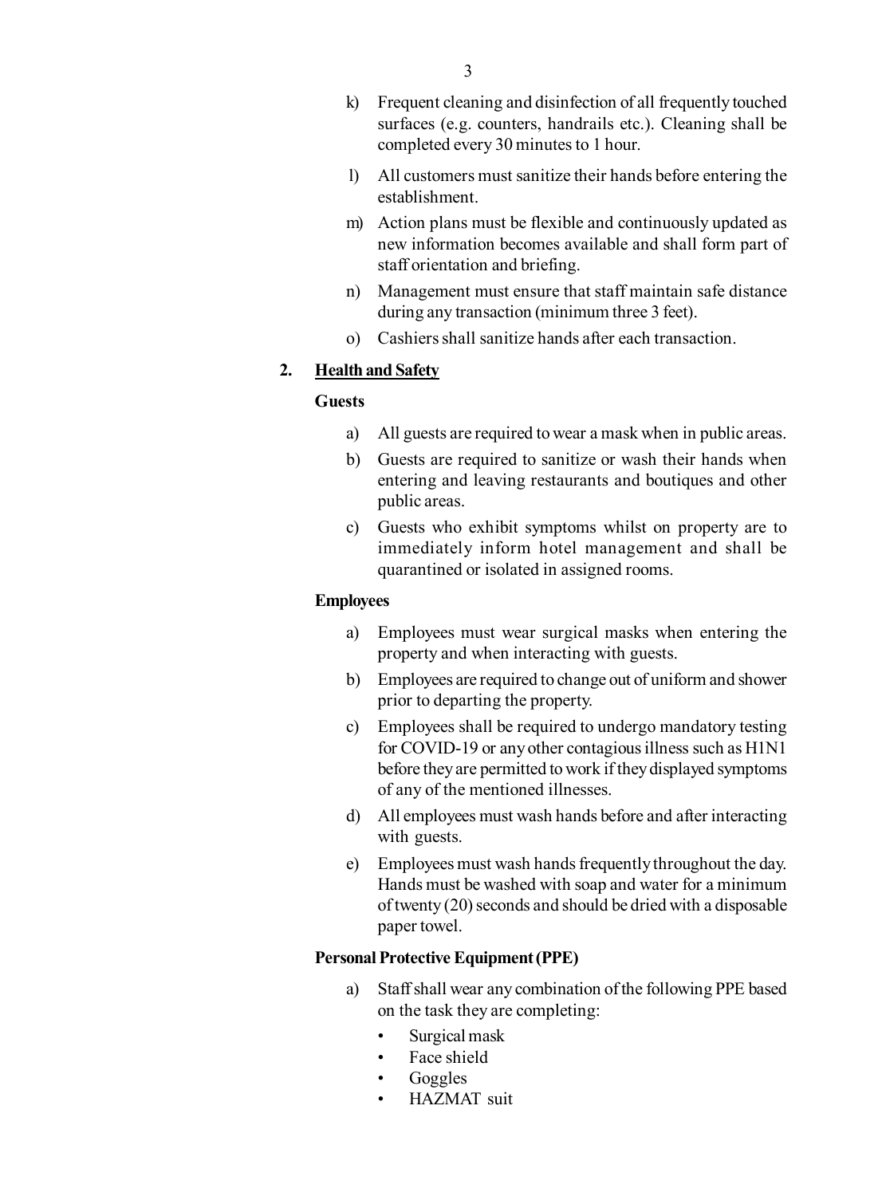k) Frequent cleaning and disinfection of all frequently touched surfaces (e.g. counters, handrails etc.). Cleaning shall be completed every 30 minutes to 1 hour.

l) All customers must sanitize their hands before entering the establishment.

m) Action plans must be flexible and continuously updated as new information becomes available and shall form part of staff orientation and briefing.

n) Management must ensure that staff maintain safe distance during any transaction (minimum three 3 feet).

o) Cashiers shall sanitize hands after each transaction.

**2. <u>Health and Safety</u>**

**Guests**

a) All guests are required to wear a mask when in public areas.

b) Guests are required to sanitize or wash their hands when entering and leaving restaurants and boutiques and other public areas.

c) Guests who exhibit symptoms whilst on property are to immediately inform hotel management and shall be quarantined or isolated in assigned rooms.

**Employees**

a) Employees must wear surgical masks when entering the property and when interacting with guests.

b) Employees are required to change out of uniform and shower prior to departing the property.

c) Employees shall be required to undergo mandatory testing for COVID-19 or any other contagious illness such as H1N1 before they are permitted to work if they displayed symptoms of any of the mentioned illnesses.

d) All employees must wash hands before and after interacting with guests.

e) Employees must wash hands frequently throughout the day. Hands must be washed with soap and water for a minimum of twenty (20) seconds and should be dried with a disposable paper towel.

**Personal Protective Equipment (PPE)**

a) Staff shall wear any combination of the following PPE based on the task they are completing:

- Surgical mask
- Face shield
- Goggles
- HAZMAT suit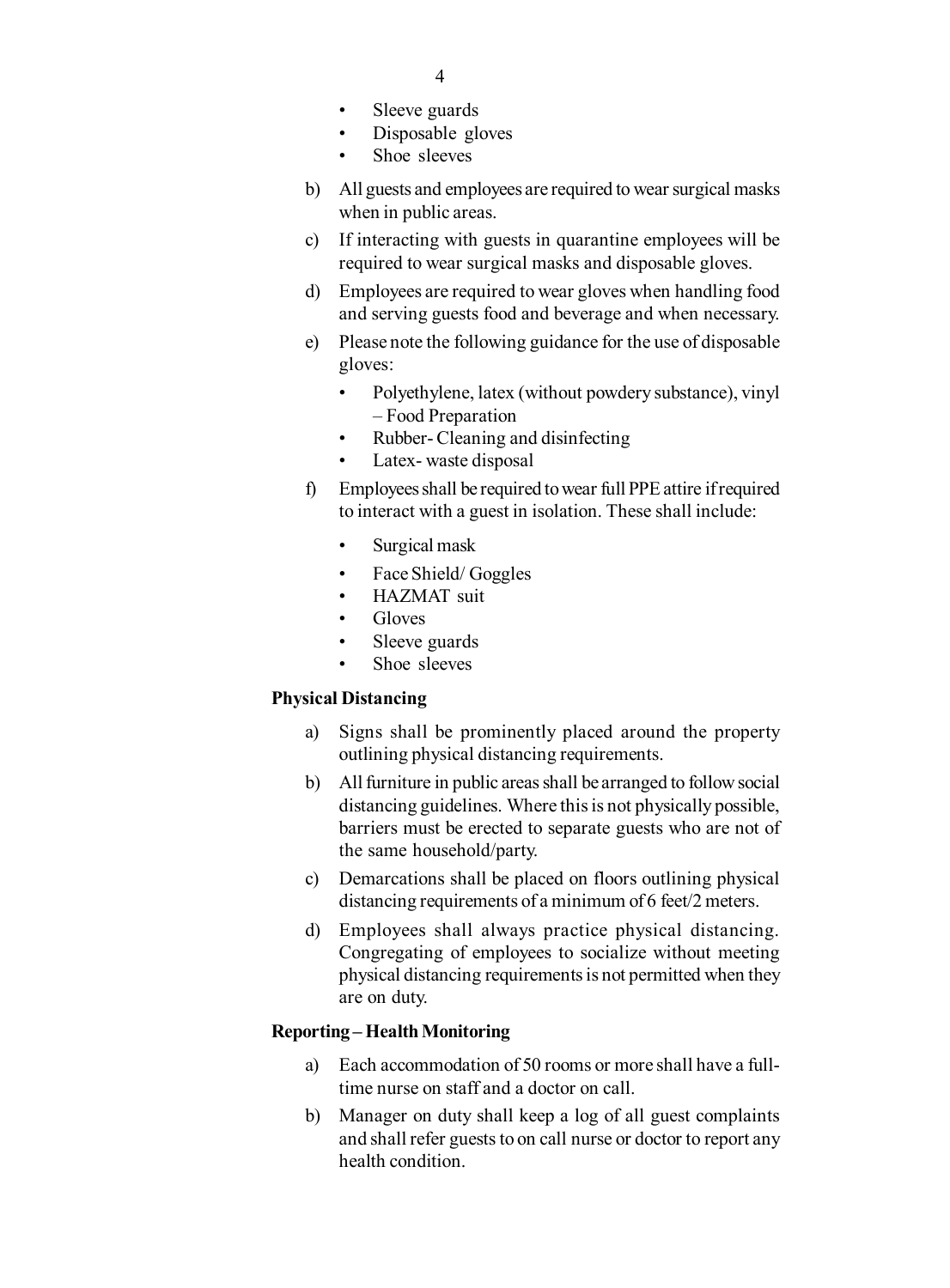- Sleeve guards
- Disposable gloves
- Shoe sleeves

b) All guests and employees are required to wear surgical masks when in public areas.

c) If interacting with guests in quarantine employees will be required to wear surgical masks and disposable gloves.

d) Employees are required to wear gloves when handling food and serving guests food and beverage and when necessary.

e) Please note the following guidance for the use of disposable gloves:

- Polyethylene, latex (without powdery substance), vinyl – Food Preparation
- Rubber- Cleaning and disinfecting
- Latex- waste disposal

f) Employees shall be required to wear full PPE attire if required to interact with a guest in isolation. These shall include:

- Surgical mask
- Face Shield/ Goggles
- HAZMAT suit
- Gloves
- Sleeve guards
- Shoe sleeves

**Physical Distancing**

a) Signs shall be prominently placed around the property outlining physical distancing requirements.

b) All furniture in public areas shall be arranged to follow social distancing guidelines. Where this is not physically possible, barriers must be erected to separate guests who are not of the same household/party.

c) Demarcations shall be placed on floors outlining physical distancing requirements of a minimum of 6 feet/2 meters.

d) Employees shall always practice physical distancing. Congregating of employees to socialize without meeting physical distancing requirements is not permitted when they are on duty.

**Reporting – Health Monitoring**

a) Each accommodation of 50 rooms or more shall have a full-time nurse on staff and a doctor on call.

b) Manager on duty shall keep a log of all guest complaints and shall refer guests to on call nurse or doctor to report any health condition.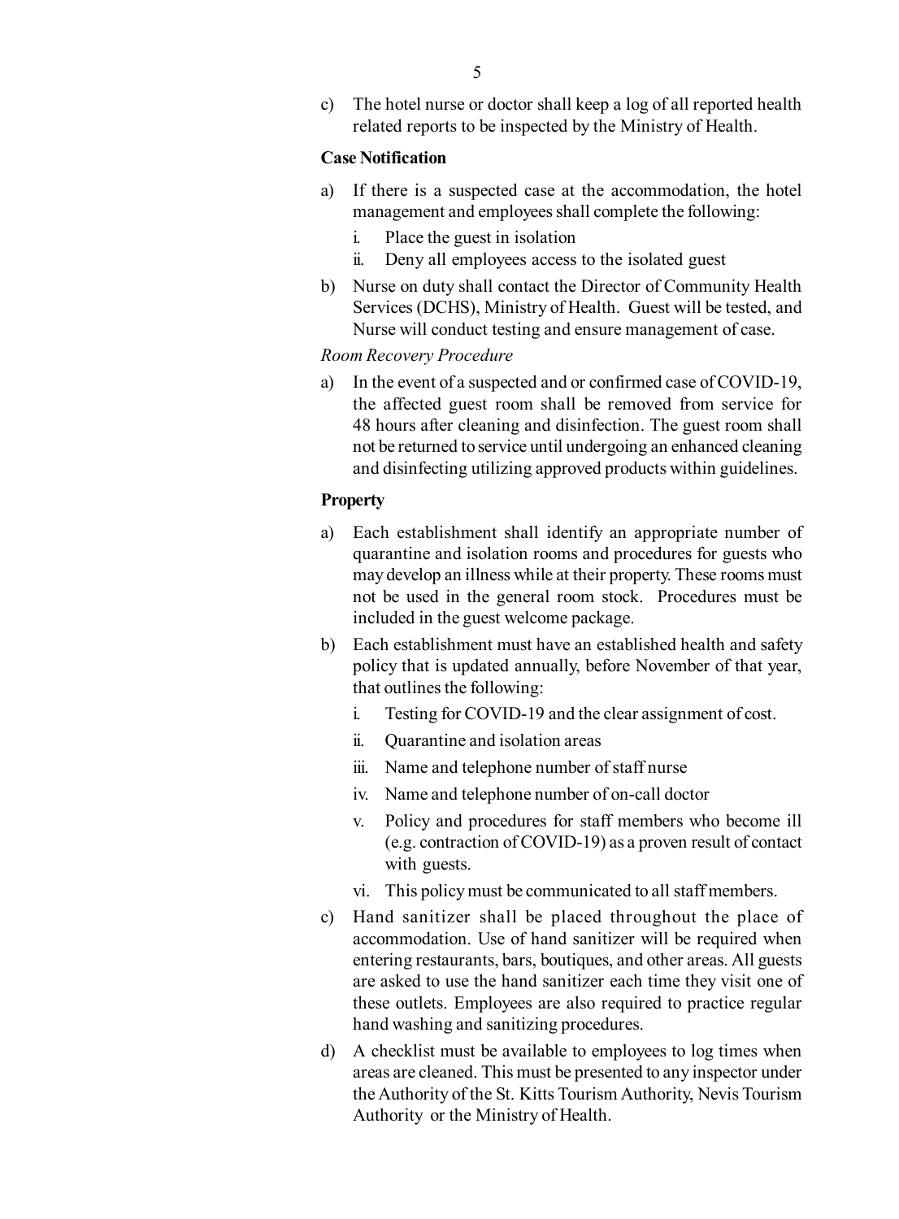c) The hotel nurse or doctor shall keep a log of all reported health related reports to be inspected by the Ministry of Health.

**Case Notification**

a) If there is a suspected case at the accommodation, the hotel management and employees shall complete the following:

   i. Place the guest in isolation
   
   ii. Deny all employees access to the isolated guest

b) Nurse on duty shall contact the Director of Community Health Services (DCHS), Ministry of Health. Guest will be tested, and Nurse will conduct testing and ensure management of case.

*Room Recovery Procedure*

a) In the event of a suspected and or confirmed case of COVID-19, the affected guest room shall be removed from service for 48 hours after cleaning and disinfection. The guest room shall not be returned to service until undergoing an enhanced cleaning and disinfecting utilizing approved products within guidelines.

**Property**

a) Each establishment shall identify an appropriate number of quarantine and isolation rooms and procedures for guests who may develop an illness while at their property. These rooms must not be used in the general room stock. Procedures must be included in the guest welcome package.

b) Each establishment must have an established health and safety policy that is updated annually, before November of that year, that outlines the following:

   i. Testing for COVID-19 and the clear assignment of cost.
   
   ii. Quarantine and isolation areas
   
   iii. Name and telephone number of staff nurse
   
   iv. Name and telephone number of on-call doctor
   
   v. Policy and procedures for staff members who become ill (e.g. contraction of COVID-19) as a proven result of contact with guests.
   
   vi. This policy must be communicated to all staff members.

c) Hand sanitizer shall be placed throughout the place of accommodation. Use of hand sanitizer will be required when entering restaurants, bars, boutiques, and other areas. All guests are asked to use the hand sanitizer each time they visit one of these outlets. Employees are also required to practice regular hand washing and sanitizing procedures.

d) A checklist must be available to employees to log times when areas are cleaned. This must be presented to any inspector under the Authority of the St. Kitts Tourism Authority, Nevis Tourism Authority or the Ministry of Health.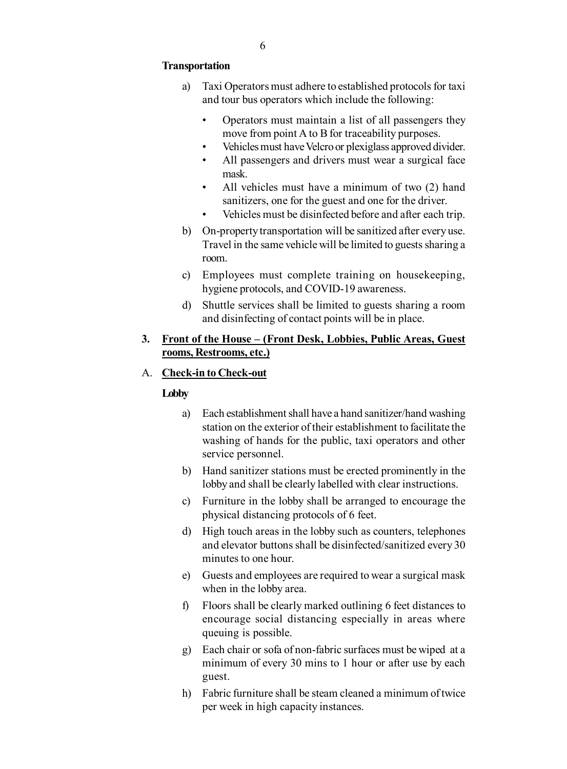**Transportation**

a) Taxi Operators must adhere to established protocols for taxi and tour bus operators which include the following:

- Operators must maintain a list of all passengers they move from point A to B for traceability purposes.
- Vehicles must have Velcro or plexiglass approved divider.
- All passengers and drivers must wear a surgical face mask.
- All vehicles must have a minimum of two (2) hand sanitizers, one for the guest and one for the driver.
- Vehicles must be disinfected before and after each trip.

b) On-property transportation will be sanitized after every use. Travel in the same vehicle will be limited to guests sharing a room.

c) Employees must complete training on housekeeping, hygiene protocols, and COVID-19 awareness.

d) Shuttle services shall be limited to guests sharing a room and disinfecting of contact points will be in place.

## 3. <u>Front of the House – (Front Desk, Lobbies, Public Areas, Guest rooms, Restrooms, etc.)</u>

### A. <u>Check-in to Check-out</u>

**Lobby**

a) Each establishment shall have a hand sanitizer/hand washing station on the exterior of their establishment to facilitate the washing of hands for the public, taxi operators and other service personnel.

b) Hand sanitizer stations must be erected prominently in the lobby and shall be clearly labelled with clear instructions.

c) Furniture in the lobby shall be arranged to encourage the physical distancing protocols of 6 feet.

d) High touch areas in the lobby such as counters, telephones and elevator buttons shall be disinfected/sanitized every 30 minutes to one hour.

e) Guests and employees are required to wear a surgical mask when in the lobby area.

f) Floors shall be clearly marked outlining 6 feet distances to encourage social distancing especially in areas where queuing is possible.

g) Each chair or sofa of non-fabric surfaces must be wiped at a minimum of every 30 mins to 1 hour or after use by each guest.

h) Fabric furniture shall be steam cleaned a minimum of twice per week in high capacity instances.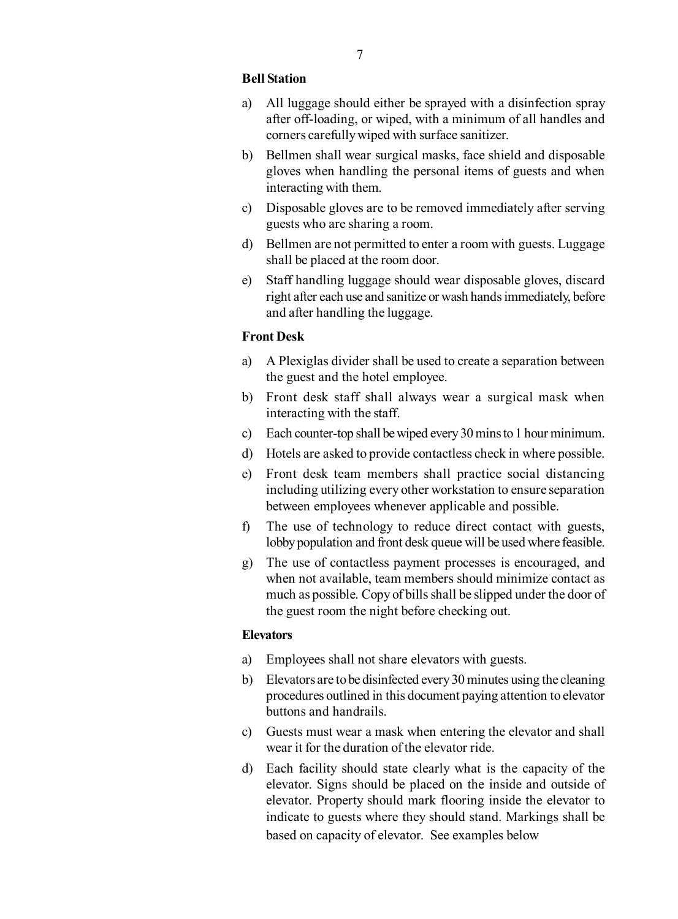**Bell Station**

a) All luggage should either be sprayed with a disinfection spray after off-loading, or wiped, with a minimum of all handles and corners carefully wiped with surface sanitizer.

b) Bellmen shall wear surgical masks, face shield and disposable gloves when handling the personal items of guests and when interacting with them.

c) Disposable gloves are to be removed immediately after serving guests who are sharing a room.

d) Bellmen are not permitted to enter a room with guests. Luggage shall be placed at the room door.

e) Staff handling luggage should wear disposable gloves, discard right after each use and sanitize or wash hands immediately, before and after handling the luggage.

**Front Desk**

a) A Plexiglas divider shall be used to create a separation between the guest and the hotel employee.

b) Front desk staff shall always wear a surgical mask when interacting with the staff.

c) Each counter-top shall be wiped every 30 mins to 1 hour minimum.

d) Hotels are asked to provide contactless check in where possible.

e) Front desk team members shall practice social distancing including utilizing every other workstation to ensure separation between employees whenever applicable and possible.

f) The use of technology to reduce direct contact with guests, lobby population and front desk queue will be used where feasible.

g) The use of contactless payment processes is encouraged, and when not available, team members should minimize contact as much as possible. Copy of bills shall be slipped under the door of the guest room the night before checking out.

**Elevators**

a) Employees shall not share elevators with guests.

b) Elevators are to be disinfected every 30 minutes using the cleaning procedures outlined in this document paying attention to elevator buttons and handrails.

c) Guests must wear a mask when entering the elevator and shall wear it for the duration of the elevator ride.

d) Each facility should state clearly what is the capacity of the elevator. Signs should be placed on the inside and outside of elevator. Property should mark flooring inside the elevator to indicate to guests where they should stand. Markings shall be based on capacity of elevator. See examples below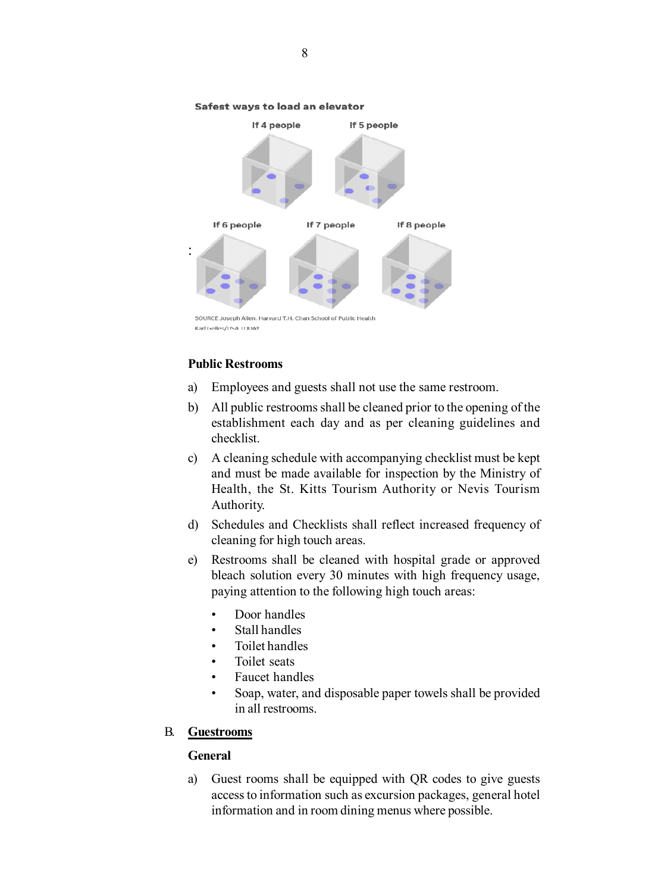Safest ways to load an elevator

If 4 people | If 5 people

If 6 people | If 7 people | If 8 people

SOURCE Joseph Allen. Harvard T.H. Chan School of Public Health
Karl Gelles/USA TODAY

**Public Restrooms**

a) Employees and guests shall not use the same restroom.

b) All public restrooms shall be cleaned prior to the opening of the establishment each day and as per cleaning guidelines and checklist.

c) A cleaning schedule with accompanying checklist must be kept and must be made available for inspection by the Ministry of Health, the St. Kitts Tourism Authority or Nevis Tourism Authority.

d) Schedules and Checklists shall reflect increased frequency of cleaning for high touch areas.

e) Restrooms shall be cleaned with hospital grade or approved bleach solution every 30 minutes with high frequency usage, paying attention to the following high touch areas:

- Door handles
- Stall handles
- Toilet handles
- Toilet seats
- Faucet handles
- Soap, water, and disposable paper towels shall be provided in all restrooms.

## B. Guestrooms

**General**

a) Guest rooms shall be equipped with QR codes to give guests access to information such as excursion packages, general hotel information and in room dining menus where possible.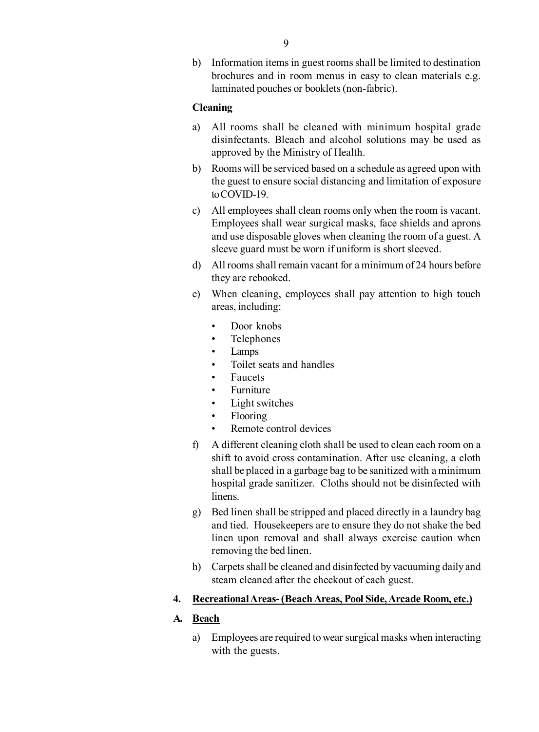b) Information items in guest rooms shall be limited to destination brochures and in room menus in easy to clean materials e.g. laminated pouches or booklets (non-fabric).

**Cleaning**

a) All rooms shall be cleaned with minimum hospital grade disinfectants. Bleach and alcohol solutions may be used as approved by the Ministry of Health.

b) Rooms will be serviced based on a schedule as agreed upon with the guest to ensure social distancing and limitation of exposure to COVID-19.

c) All employees shall clean rooms only when the room is vacant. Employees shall wear surgical masks, face shields and aprons and use disposable gloves when cleaning the room of a guest. A sleeve guard must be worn if uniform is short sleeved.

d) All rooms shall remain vacant for a minimum of 24 hours before they are rebooked.

e) When cleaning, employees shall pay attention to high touch areas, including:

- Door knobs
- Telephones
- Lamps
- Toilet seats and handles
- Faucets
- Furniture
- Light switches
- Flooring
- Remote control devices

f) A different cleaning cloth shall be used to clean each room on a shift to avoid cross contamination. After use cleaning, a cloth shall be placed in a garbage bag to be sanitized with a minimum hospital grade sanitizer. Cloths should not be disinfected with linens.

g) Bed linen shall be stripped and placed directly in a laundry bag and tied. Housekeepers are to ensure they do not shake the bed linen upon removal and shall always exercise caution when removing the bed linen.

h) Carpets shall be cleaned and disinfected by vacuuming daily and steam cleaned after the checkout of each guest.

## 4. <u>Recreational Areas- (Beach Areas, Pool Side, Arcade Room, etc.)</u>

### A. <u>Beach</u>

a) Employees are required to wear surgical masks when interacting with the guests.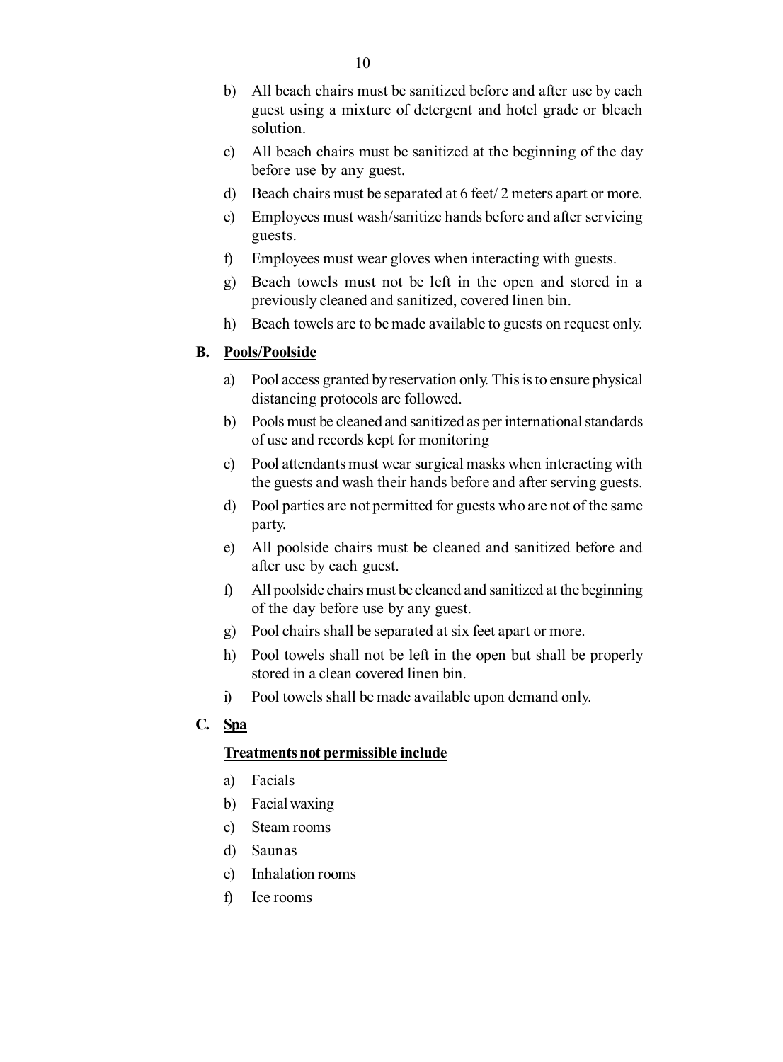b) All beach chairs must be sanitized before and after use by each guest using a mixture of detergent and hotel grade or bleach solution.

c) All beach chairs must be sanitized at the beginning of the day before use by any guest.

d) Beach chairs must be separated at 6 feet/ 2 meters apart or more.

e) Employees must wash/sanitize hands before and after servicing guests.

f) Employees must wear gloves when interacting with guests.

g) Beach towels must not be left in the open and stored in a previously cleaned and sanitized, covered linen bin.

h) Beach towels are to be made available to guests on request only.

**B. <u>Pools/Poolside</u>**

a) Pool access granted by reservation only. This is to ensure physical distancing protocols are followed.

b) Pools must be cleaned and sanitized as per international standards of use and records kept for monitoring

c) Pool attendants must wear surgical masks when interacting with the guests and wash their hands before and after serving guests.

d) Pool parties are not permitted for guests who are not of the same party.

e) All poolside chairs must be cleaned and sanitized before and after use by each guest.

f) All poolside chairs must be cleaned and sanitized at the beginning of the day before use by any guest.

g) Pool chairs shall be separated at six feet apart or more.

h) Pool towels shall not be left in the open but shall be properly stored in a clean covered linen bin.

i) Pool towels shall be made available upon demand only.

**C. <u>Spa</u>**

**<u>Treatments not permissible include</u>**

a) Facials

b) Facial waxing

c) Steam rooms

d) Saunas

e) Inhalation rooms

f) Ice rooms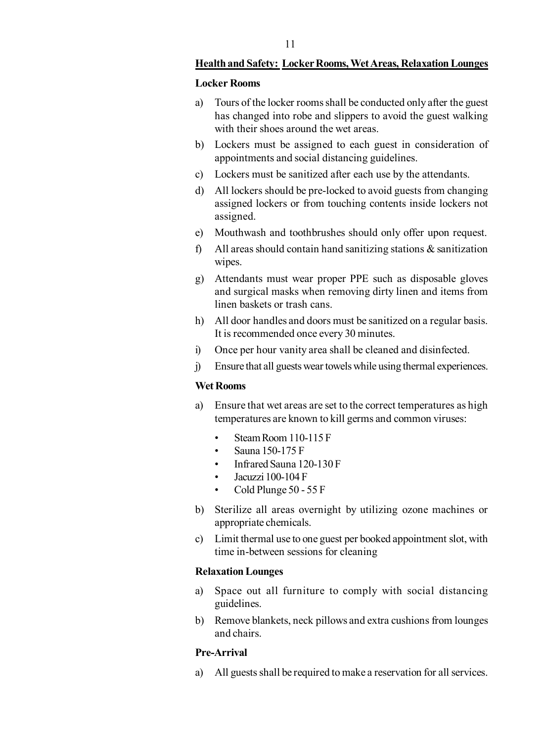## Health and Safety: Locker Rooms, Wet Areas, Relaxation Lounges

### Locker Rooms

a) Tours of the locker rooms shall be conducted only after the guest has changed into robe and slippers to avoid the guest walking with their shoes around the wet areas.

b) Lockers must be assigned to each guest in consideration of appointments and social distancing guidelines.

c) Lockers must be sanitized after each use by the attendants.

d) All lockers should be pre-locked to avoid guests from changing assigned lockers or from touching contents inside lockers not assigned.

e) Mouthwash and toothbrushes should only offer upon request.

f) All areas should contain hand sanitizing stations & sanitization wipes.

g) Attendants must wear proper PPE such as disposable gloves and surgical masks when removing dirty linen and items from linen baskets or trash cans.

h) All door handles and doors must be sanitized on a regular basis. It is recommended once every 30 minutes.

i) Once per hour vanity area shall be cleaned and disinfected.

j) Ensure that all guests wear towels while using thermal experiences.

### Wet Rooms

a) Ensure that wet areas are set to the correct temperatures as high temperatures are known to kill germs and common viruses:

- Steam Room 110-115 F
- Sauna 150-175 F
- Infrared Sauna 120-130 F
- Jacuzzi 100-104 F
- Cold Plunge 50 - 55 F

b) Sterilize all areas overnight by utilizing ozone machines or appropriate chemicals.

c) Limit thermal use to one guest per booked appointment slot, with time in-between sessions for cleaning

### Relaxation Lounges

a) Space out all furniture to comply with social distancing guidelines.

b) Remove blankets, neck pillows and extra cushions from lounges and chairs.

### Pre-Arrival

a) All guests shall be required to make a reservation for all services.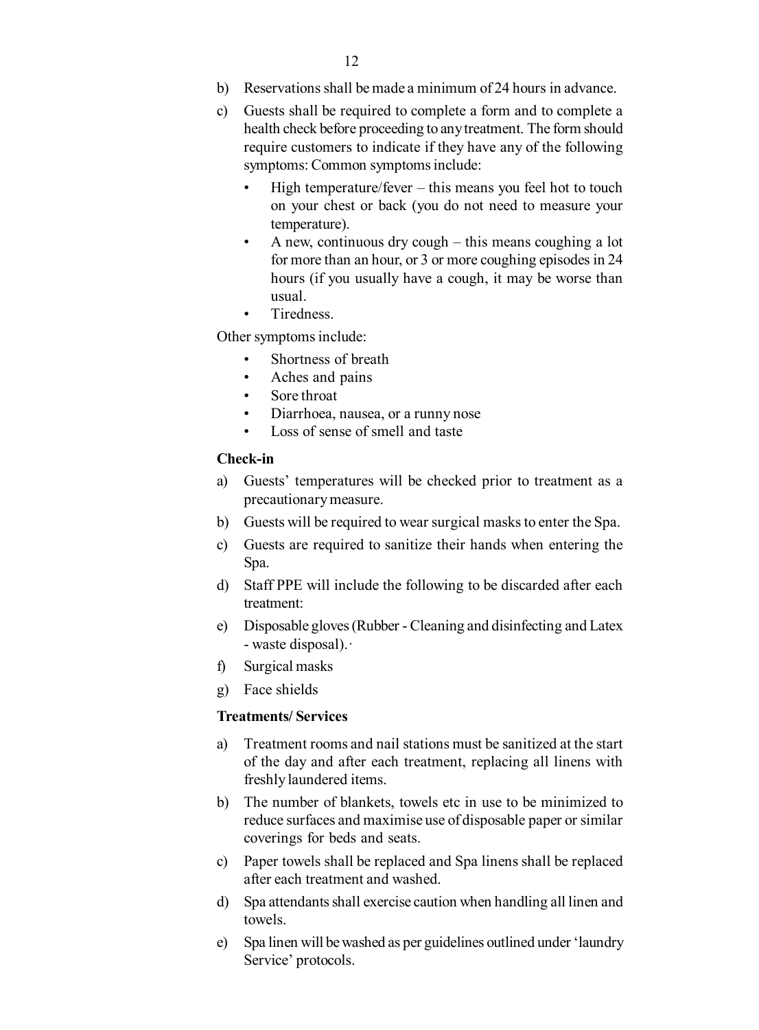b) Reservations shall be made a minimum of 24 hours in advance.

c) Guests shall be required to complete a form and to complete a health check before proceeding to any treatment. The form should require customers to indicate if they have any of the following symptoms: Common symptoms include:

- High temperature/fever – this means you feel hot to touch on your chest or back (you do not need to measure your temperature).
- A new, continuous dry cough – this means coughing a lot for more than an hour, or 3 or more coughing episodes in 24 hours (if you usually have a cough, it may be worse than usual.
- Tiredness.

Other symptoms include:

- Shortness of breath
- Aches and pains
- Sore throat
- Diarrhoea, nausea, or a runny nose
- Loss of sense of smell and taste

**Check-in**

a) Guests' temperatures will be checked prior to treatment as a precautionary measure.

b) Guests will be required to wear surgical masks to enter the Spa.

c) Guests are required to sanitize their hands when entering the Spa.

d) Staff PPE will include the following to be discarded after each treatment:

e) Disposable gloves (Rubber - Cleaning and disinfecting and Latex - waste disposal).·

f) Surgical masks

g) Face shields

**Treatments/ Services**

a) Treatment rooms and nail stations must be sanitized at the start of the day and after each treatment, replacing all linens with freshly laundered items.

b) The number of blankets, towels etc in use to be minimized to reduce surfaces and maximise use of disposable paper or similar coverings for beds and seats.

c) Paper towels shall be replaced and Spa linens shall be replaced after each treatment and washed.

d) Spa attendants shall exercise caution when handling all linen and towels.

e) Spa linen will be washed as per guidelines outlined under 'laundry Service' protocols.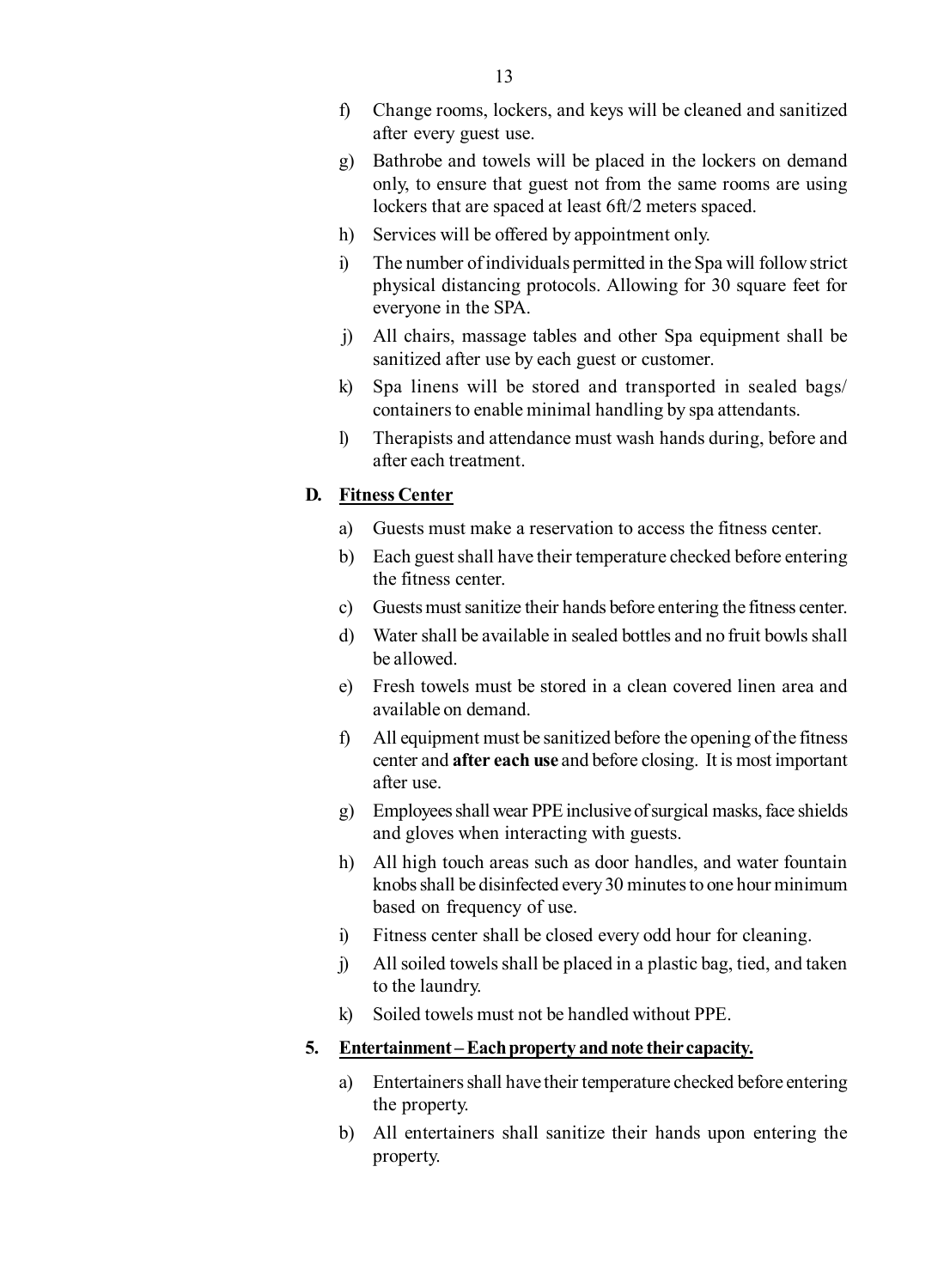f) Change rooms, lockers, and keys will be cleaned and sanitized after every guest use.

g) Bathrobe and towels will be placed in the lockers on demand only, to ensure that guest not from the same rooms are using lockers that are spaced at least 6ft/2 meters spaced.

h) Services will be offered by appointment only.

i) The number of individuals permitted in the Spa will follow strict physical distancing protocols. Allowing for 30 square feet for everyone in the SPA.

j) All chairs, massage tables and other Spa equipment shall be sanitized after use by each guest or customer.

k) Spa linens will be stored and transported in sealed bags/ containers to enable minimal handling by spa attendants.

l) Therapists and attendance must wash hands during, before and after each treatment.

**D. <u>Fitness Center</u>**

a) Guests must make a reservation to access the fitness center.

b) Each guest shall have their temperature checked before entering the fitness center.

c) Guests must sanitize their hands before entering the fitness center.

d) Water shall be available in sealed bottles and no fruit bowls shall be allowed.

e) Fresh towels must be stored in a clean covered linen area and available on demand.

f) All equipment must be sanitized before the opening of the fitness center and **after each use** and before closing. It is most important after use.

g) Employees shall wear PPE inclusive of surgical masks, face shields and gloves when interacting with guests.

h) All high touch areas such as door handles, and water fountain knobs shall be disinfected every 30 minutes to one hour minimum based on frequency of use.

i) Fitness center shall be closed every odd hour for cleaning.

j) All soiled towels shall be placed in a plastic bag, tied, and taken to the laundry.

k) Soiled towels must not be handled without PPE.

**5. <u>Entertainment – Each property and note their capacity.</u>**

a) Entertainers shall have their temperature checked before entering the property.

b) All entertainers shall sanitize their hands upon entering the property.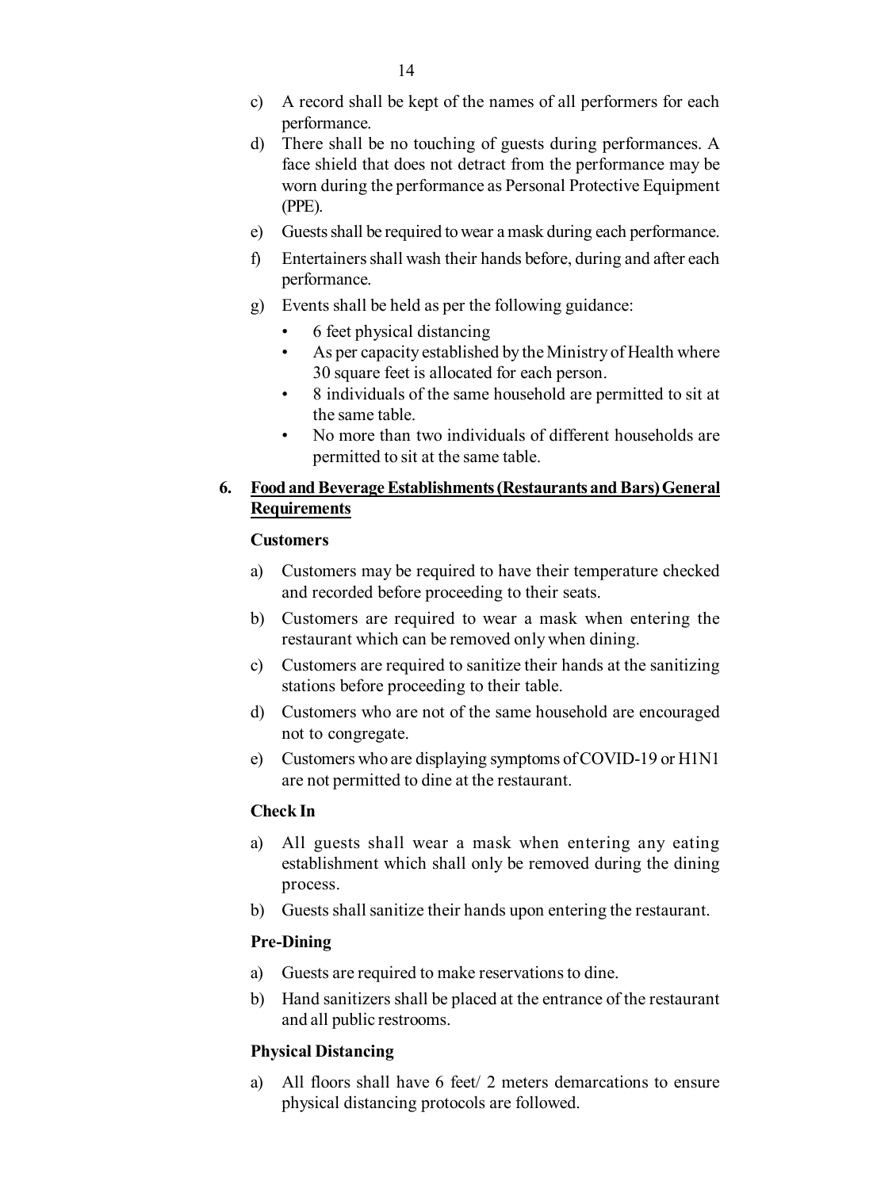c) A record shall be kept of the names of all performers for each performance.

d) There shall be no touching of guests during performances. A face shield that does not detract from the performance may be worn during the performance as Personal Protective Equipment (PPE).

e) Guests shall be required to wear a mask during each performance.

f) Entertainers shall wash their hands before, during and after each performance.

g) Events shall be held as per the following guidance:

- 6 feet physical distancing
- As per capacity established by the Ministry of Health where 30 square feet is allocated for each person.
- 8 individuals of the same household are permitted to sit at the same table.
- No more than two individuals of different households are permitted to sit at the same table.

## 6. <u>Food and Beverage Establishments (Restaurants and Bars) General Requirements</u>

**Customers**

a) Customers may be required to have their temperature checked and recorded before proceeding to their seats.

b) Customers are required to wear a mask when entering the restaurant which can be removed only when dining.

c) Customers are required to sanitize their hands at the sanitizing stations before proceeding to their table.

d) Customers who are not of the same household are encouraged not to congregate.

e) Customers who are displaying symptoms of COVID-19 or H1N1 are not permitted to dine at the restaurant.

**Check In**

a) All guests shall wear a mask when entering any eating establishment which shall only be removed during the dining process.

b) Guests shall sanitize their hands upon entering the restaurant.

**Pre-Dining**

a) Guests are required to make reservations to dine.

b) Hand sanitizers shall be placed at the entrance of the restaurant and all public restrooms.

**Physical Distancing**

a) All floors shall have 6 feet/ 2 meters demarcations to ensure physical distancing protocols are followed.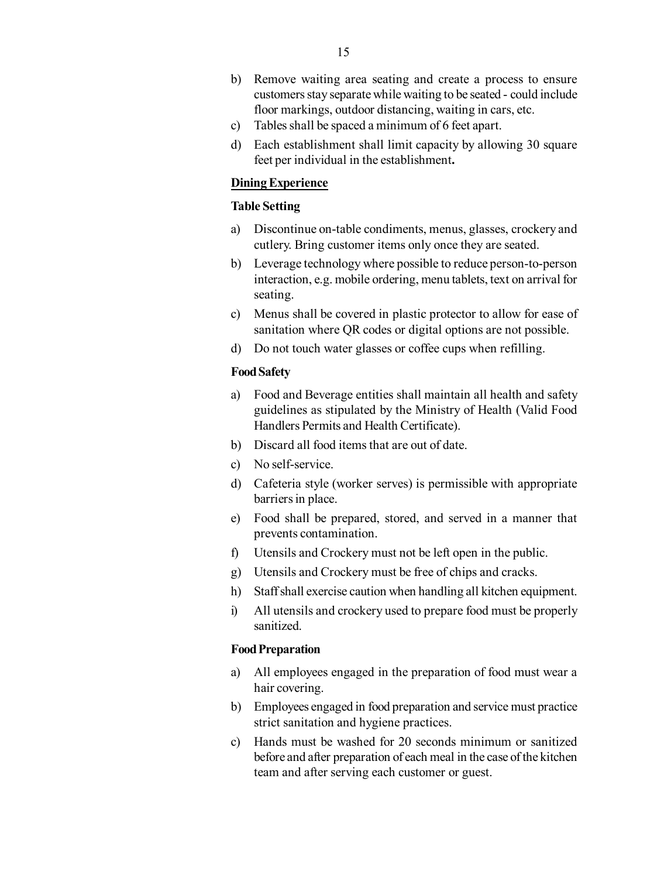b) Remove waiting area seating and create a process to ensure customers stay separate while waiting to be seated - could include floor markings, outdoor distancing, waiting in cars, etc.

c) Tables shall be spaced a minimum of 6 feet apart.

d) Each establishment shall limit capacity by allowing 30 square feet per individual in the establishment**.**

**Dining Experience**

**Table Setting**

a) Discontinue on-table condiments, menus, glasses, crockery and cutlery. Bring customer items only once they are seated.

b) Leverage technology where possible to reduce person-to-person interaction, e.g. mobile ordering, menu tablets, text on arrival for seating.

c) Menus shall be covered in plastic protector to allow for ease of sanitation where QR codes or digital options are not possible.

d) Do not touch water glasses or coffee cups when refilling.

**Food Safety**

a) Food and Beverage entities shall maintain all health and safety guidelines as stipulated by the Ministry of Health (Valid Food Handlers Permits and Health Certificate).

b) Discard all food items that are out of date.

c) No self-service.

d) Cafeteria style (worker serves) is permissible with appropriate barriers in place.

e) Food shall be prepared, stored, and served in a manner that prevents contamination.

f) Utensils and Crockery must not be left open in the public.

g) Utensils and Crockery must be free of chips and cracks.

h) Staff shall exercise caution when handling all kitchen equipment.

i) All utensils and crockery used to prepare food must be properly sanitized.

**Food Preparation**

a) All employees engaged in the preparation of food must wear a hair covering.

b) Employees engaged in food preparation and service must practice strict sanitation and hygiene practices.

c) Hands must be washed for 20 seconds minimum or sanitized before and after preparation of each meal in the case of the kitchen team and after serving each customer or guest.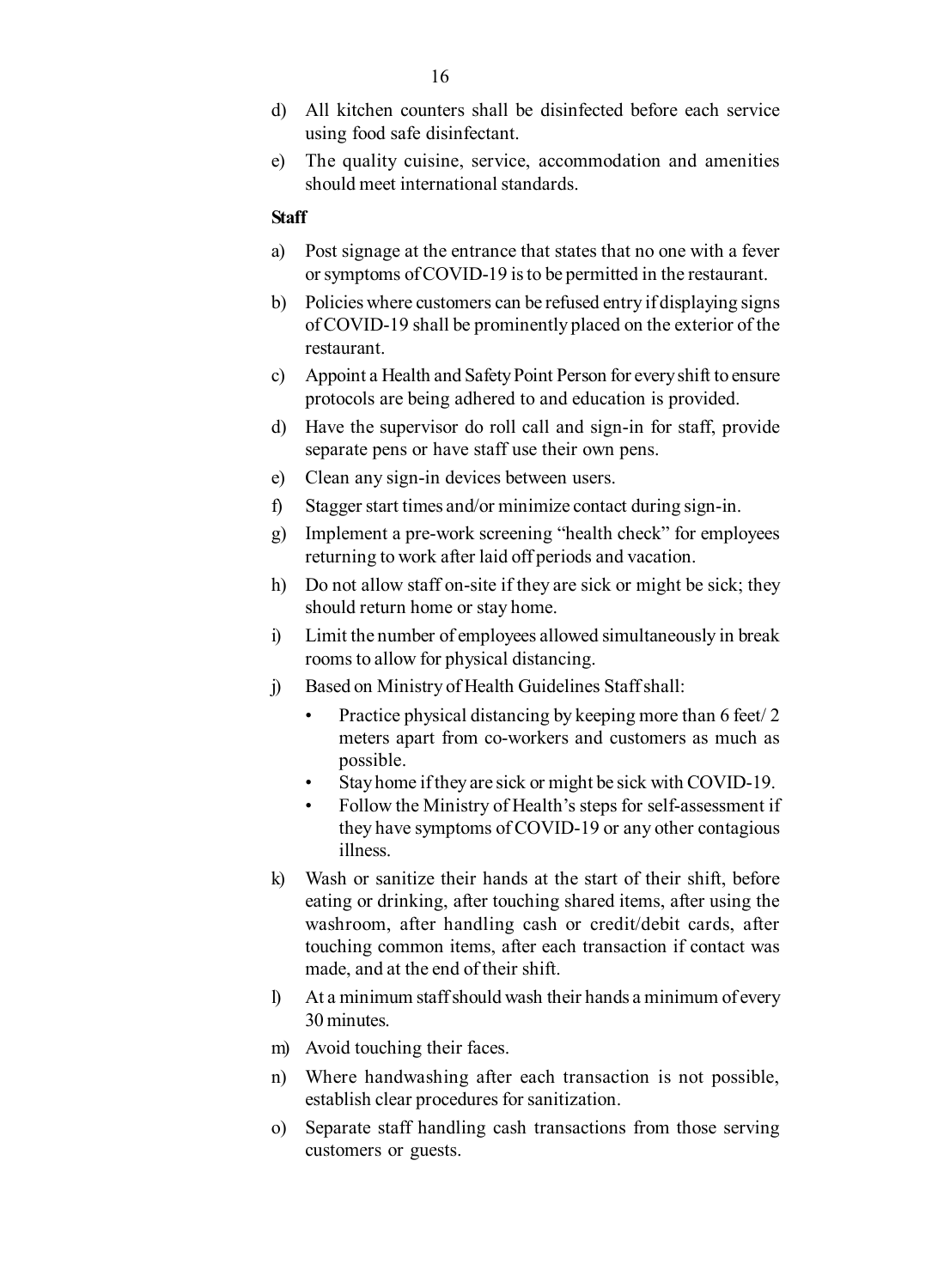d) All kitchen counters shall be disinfected before each service using food safe disinfectant.

e) The quality cuisine, service, accommodation and amenities should meet international standards.

**Staff**

a) Post signage at the entrance that states that no one with a fever or symptoms of COVID-19 is to be permitted in the restaurant.

b) Policies where customers can be refused entry if displaying signs of COVID-19 shall be prominently placed on the exterior of the restaurant.

c) Appoint a Health and Safety Point Person for every shift to ensure protocols are being adhered to and education is provided.

d) Have the supervisor do roll call and sign-in for staff, provide separate pens or have staff use their own pens.

e) Clean any sign-in devices between users.

f) Stagger start times and/or minimize contact during sign-in.

g) Implement a pre-work screening "health check" for employees returning to work after laid off periods and vacation.

h) Do not allow staff on-site if they are sick or might be sick; they should return home or stay home.

i) Limit the number of employees allowed simultaneously in break rooms to allow for physical distancing.

j) Based on Ministry of Health Guidelines Staff shall:

- Practice physical distancing by keeping more than 6 feet/ 2 meters apart from co-workers and customers as much as possible.
- Stay home if they are sick or might be sick with COVID-19.
- Follow the Ministry of Health's steps for self-assessment if they have symptoms of COVID-19 or any other contagious illness.

k) Wash or sanitize their hands at the start of their shift, before eating or drinking, after touching shared items, after using the washroom, after handling cash or credit/debit cards, after touching common items, after each transaction if contact was made, and at the end of their shift.

l) At a minimum staff should wash their hands a minimum of every 30 minutes.

m) Avoid touching their faces.

n) Where handwashing after each transaction is not possible, establish clear procedures for sanitization.

o) Separate staff handling cash transactions from those serving customers or guests.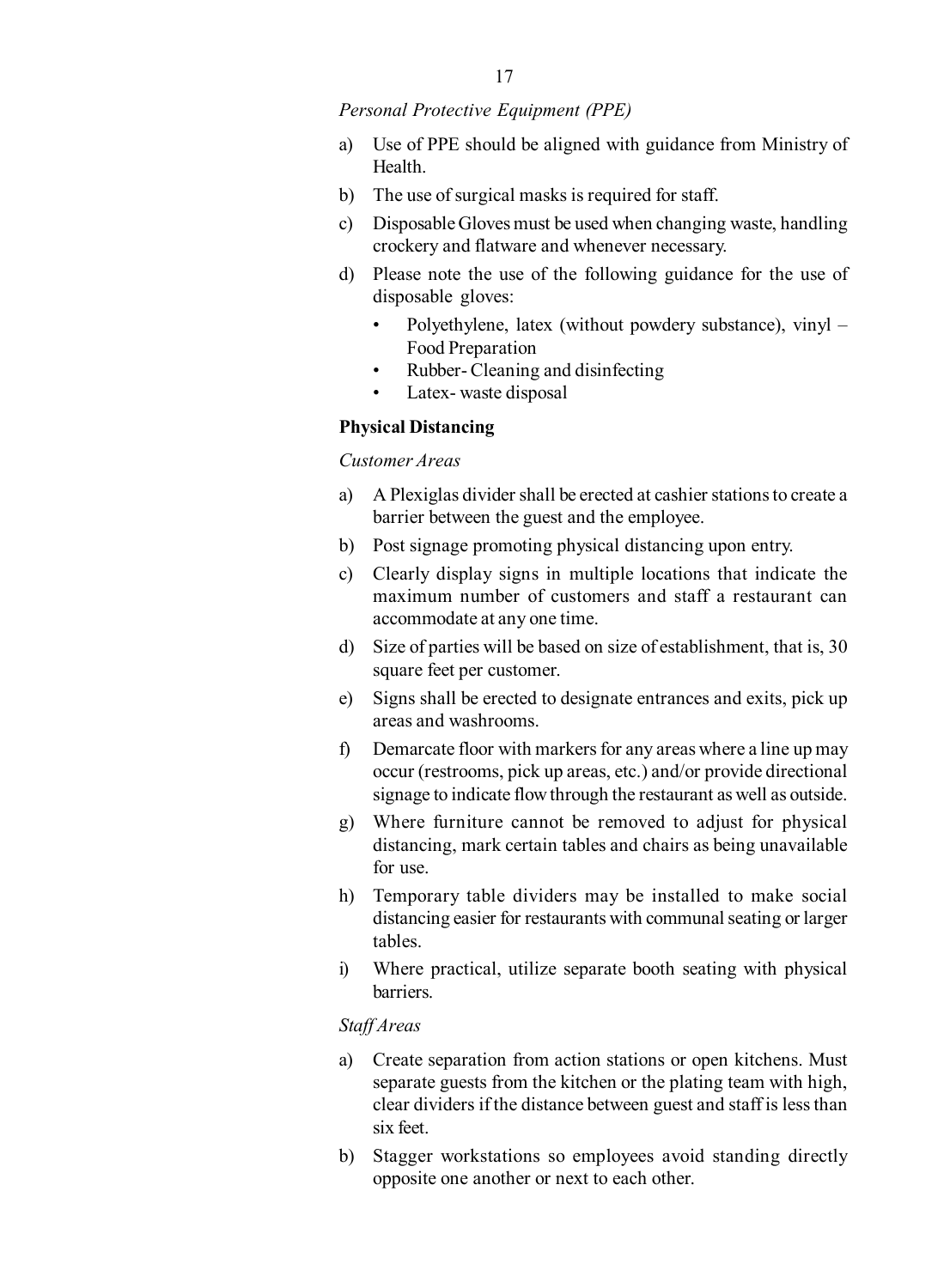*Personal Protective Equipment (PPE)*

a) Use of PPE should be aligned with guidance from Ministry of Health.

b) The use of surgical masks is required for staff.

c) Disposable Gloves must be used when changing waste, handling crockery and flatware and whenever necessary.

d) Please note the use of the following guidance for the use of disposable gloves:

   - Polyethylene, latex (without powdery substance), vinyl – Food Preparation
   - Rubber- Cleaning and disinfecting
   - Latex- waste disposal

**Physical Distancing**

*Customer Areas*

a) A Plexiglas divider shall be erected at cashier stations to create a barrier between the guest and the employee.

b) Post signage promoting physical distancing upon entry.

c) Clearly display signs in multiple locations that indicate the maximum number of customers and staff a restaurant can accommodate at any one time.

d) Size of parties will be based on size of establishment, that is, 30 square feet per customer.

e) Signs shall be erected to designate entrances and exits, pick up areas and washrooms.

f) Demarcate floor with markers for any areas where a line up may occur (restrooms, pick up areas, etc.) and/or provide directional signage to indicate flow through the restaurant as well as outside.

g) Where furniture cannot be removed to adjust for physical distancing, mark certain tables and chairs as being unavailable for use.

h) Temporary table dividers may be installed to make social distancing easier for restaurants with communal seating or larger tables.

i) Where practical, utilize separate booth seating with physical barriers.

*Staff Areas*

a) Create separation from action stations or open kitchens. Must separate guests from the kitchen or the plating team with high, clear dividers if the distance between guest and staff is less than six feet.

b) Stagger workstations so employees avoid standing directly opposite one another or next to each other.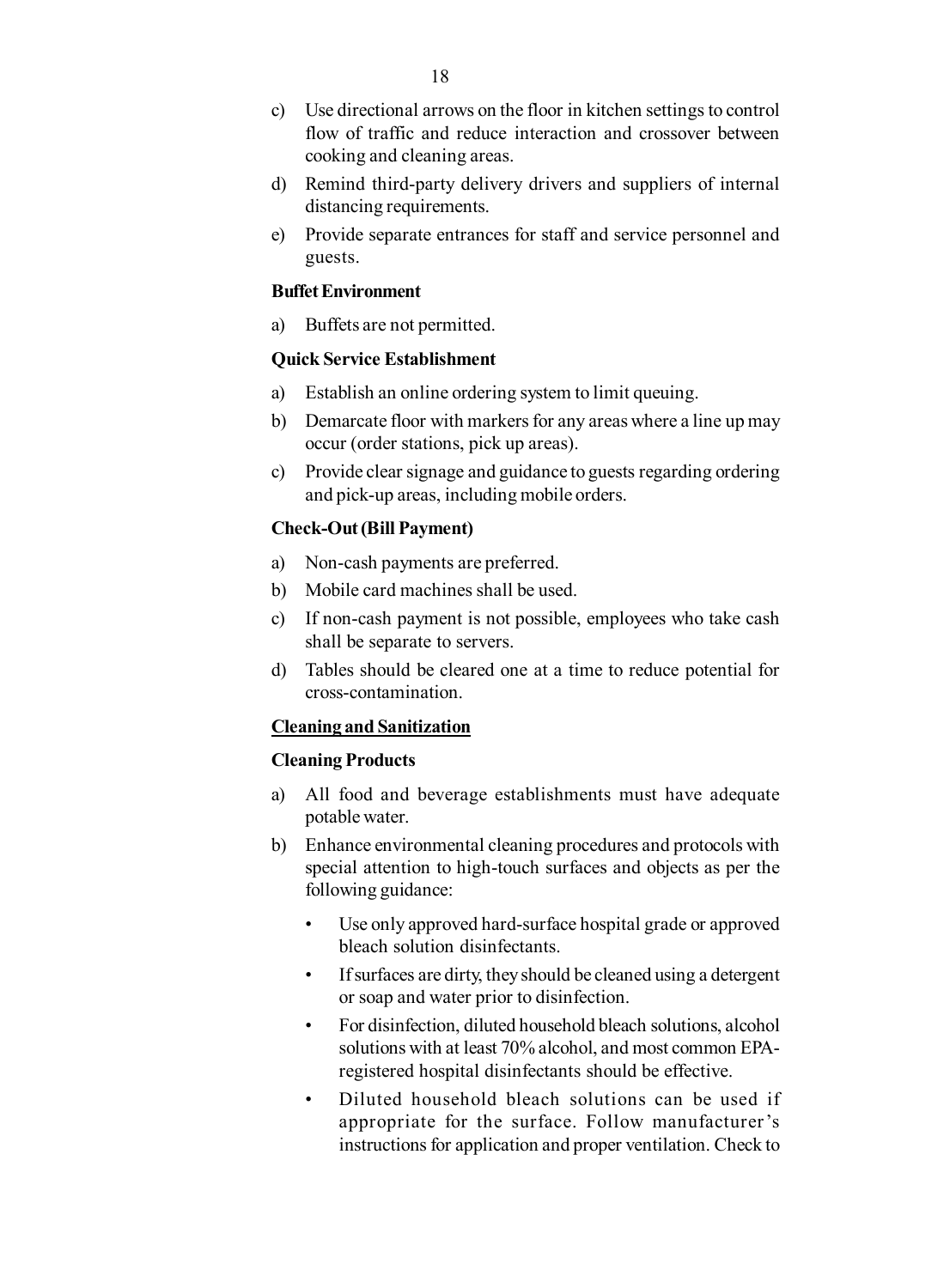c) Use directional arrows on the floor in kitchen settings to control flow of traffic and reduce interaction and crossover between cooking and cleaning areas.

d) Remind third-party delivery drivers and suppliers of internal distancing requirements.

e) Provide separate entrances for staff and service personnel and guests.

**Buffet Environment**

a) Buffets are not permitted.

**Quick Service Establishment**

a) Establish an online ordering system to limit queuing.

b) Demarcate floor with markers for any areas where a line up may occur (order stations, pick up areas).

c) Provide clear signage and guidance to guests regarding ordering and pick-up areas, including mobile orders.

**Check-Out (Bill Payment)**

a) Non-cash payments are preferred.

b) Mobile card machines shall be used.

c) If non-cash payment is not possible, employees who take cash shall be separate to servers.

d) Tables should be cleared one at a time to reduce potential for cross-contamination.

**Cleaning and Sanitization**

**Cleaning Products**

a) All food and beverage establishments must have adequate potable water.

b) Enhance environmental cleaning procedures and protocols with special attention to high-touch surfaces and objects as per the following guidance:

- Use only approved hard-surface hospital grade or approved bleach solution disinfectants.
- If surfaces are dirty, they should be cleaned using a detergent or soap and water prior to disinfection.
- For disinfection, diluted household bleach solutions, alcohol solutions with at least 70% alcohol, and most common EPA-registered hospital disinfectants should be effective.
- Diluted household bleach solutions can be used if appropriate for the surface. Follow manufacturer's instructions for application and proper ventilation. Check to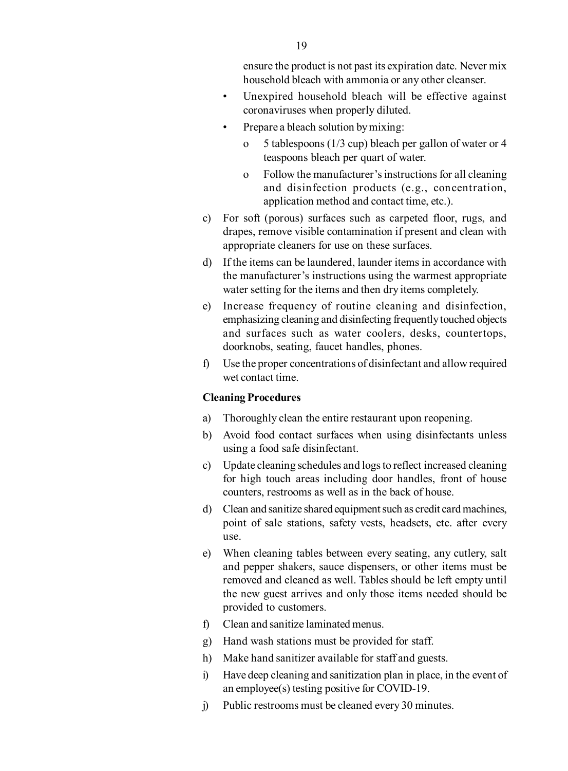ensure the product is not past its expiration date. Never mix household bleach with ammonia or any other cleanser.

- Unexpired household bleach will be effective against coronaviruses when properly diluted.
- Prepare a bleach solution by mixing:
  - o 5 tablespoons (1/3 cup) bleach per gallon of water or 4 teaspoons bleach per quart of water.
  - o Follow the manufacturer's instructions for all cleaning and disinfection products (e.g., concentration, application method and contact time, etc.).

c) For soft (porous) surfaces such as carpeted floor, rugs, and drapes, remove visible contamination if present and clean with appropriate cleaners for use on these surfaces.

d) If the items can be laundered, launder items in accordance with the manufacturer's instructions using the warmest appropriate water setting for the items and then dry items completely.

e) Increase frequency of routine cleaning and disinfection, emphasizing cleaning and disinfecting frequently touched objects and surfaces such as water coolers, desks, countertops, doorknobs, seating, faucet handles, phones.

f) Use the proper concentrations of disinfectant and allow required wet contact time.

**Cleaning Procedures**

a) Thoroughly clean the entire restaurant upon reopening.

b) Avoid food contact surfaces when using disinfectants unless using a food safe disinfectant.

c) Update cleaning schedules and logs to reflect increased cleaning for high touch areas including door handles, front of house counters, restrooms as well as in the back of house.

d) Clean and sanitize shared equipment such as credit card machines, point of sale stations, safety vests, headsets, etc. after every use.

e) When cleaning tables between every seating, any cutlery, salt and pepper shakers, sauce dispensers, or other items must be removed and cleaned as well. Tables should be left empty until the new guest arrives and only those items needed should be provided to customers.

f) Clean and sanitize laminated menus.

g) Hand wash stations must be provided for staff.

h) Make hand sanitizer available for staff and guests.

i) Have deep cleaning and sanitization plan in place, in the event of an employee(s) testing positive for COVID-19.

j) Public restrooms must be cleaned every 30 minutes.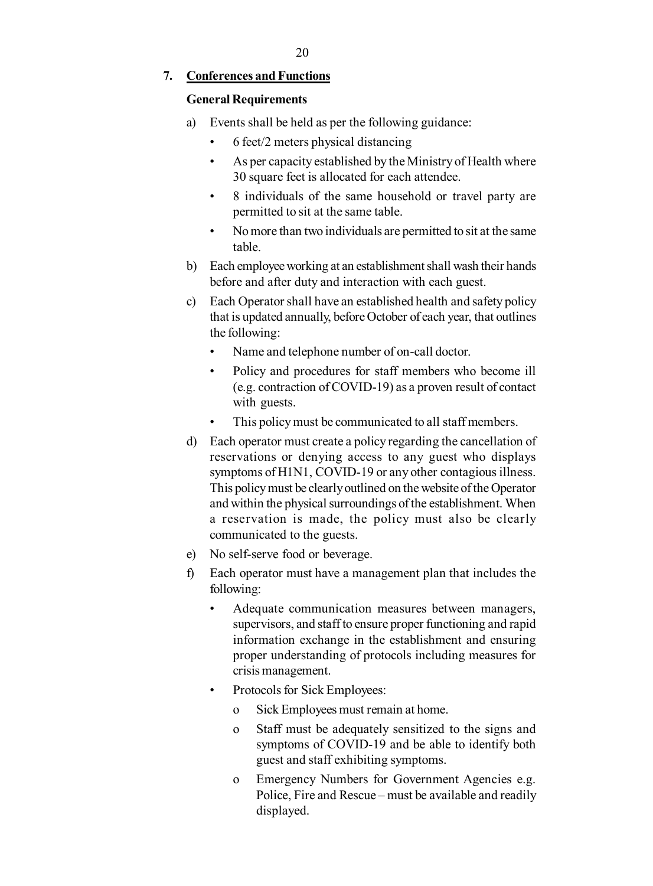## 7. <u>Conferences and Functions</u>

**General Requirements**

a) Events shall be held as per the following guidance:
   - 6 feet/2 meters physical distancing
   - As per capacity established by the Ministry of Health where 30 square feet is allocated for each attendee.
   - 8 individuals of the same household or travel party are permitted to sit at the same table.
   - No more than two individuals are permitted to sit at the same table.

b) Each employee working at an establishment shall wash their hands before and after duty and interaction with each guest.

c) Each Operator shall have an established health and safety policy that is updated annually, before October of each year, that outlines the following:
   - Name and telephone number of on-call doctor.
   - Policy and procedures for staff members who become ill (e.g. contraction of COVID-19) as a proven result of contact with guests.
   - This policy must be communicated to all staff members.

d) Each operator must create a policy regarding the cancellation of reservations or denying access to any guest who displays symptoms of H1N1, COVID-19 or any other contagious illness. This policy must be clearly outlined on the website of the Operator and within the physical surroundings of the establishment. When a reservation is made, the policy must also be clearly communicated to the guests.

e) No self-serve food or beverage.

f) Each operator must have a management plan that includes the following:
   - Adequate communication measures between managers, supervisors, and staff to ensure proper functioning and rapid information exchange in the establishment and ensuring proper understanding of protocols including measures for crisis management.
   - Protocols for Sick Employees:
     - Sick Employees must remain at home.
     - Staff must be adequately sensitized to the signs and symptoms of COVID-19 and be able to identify both guest and staff exhibiting symptoms.
     - Emergency Numbers for Government Agencies e.g. Police, Fire and Rescue – must be available and readily displayed.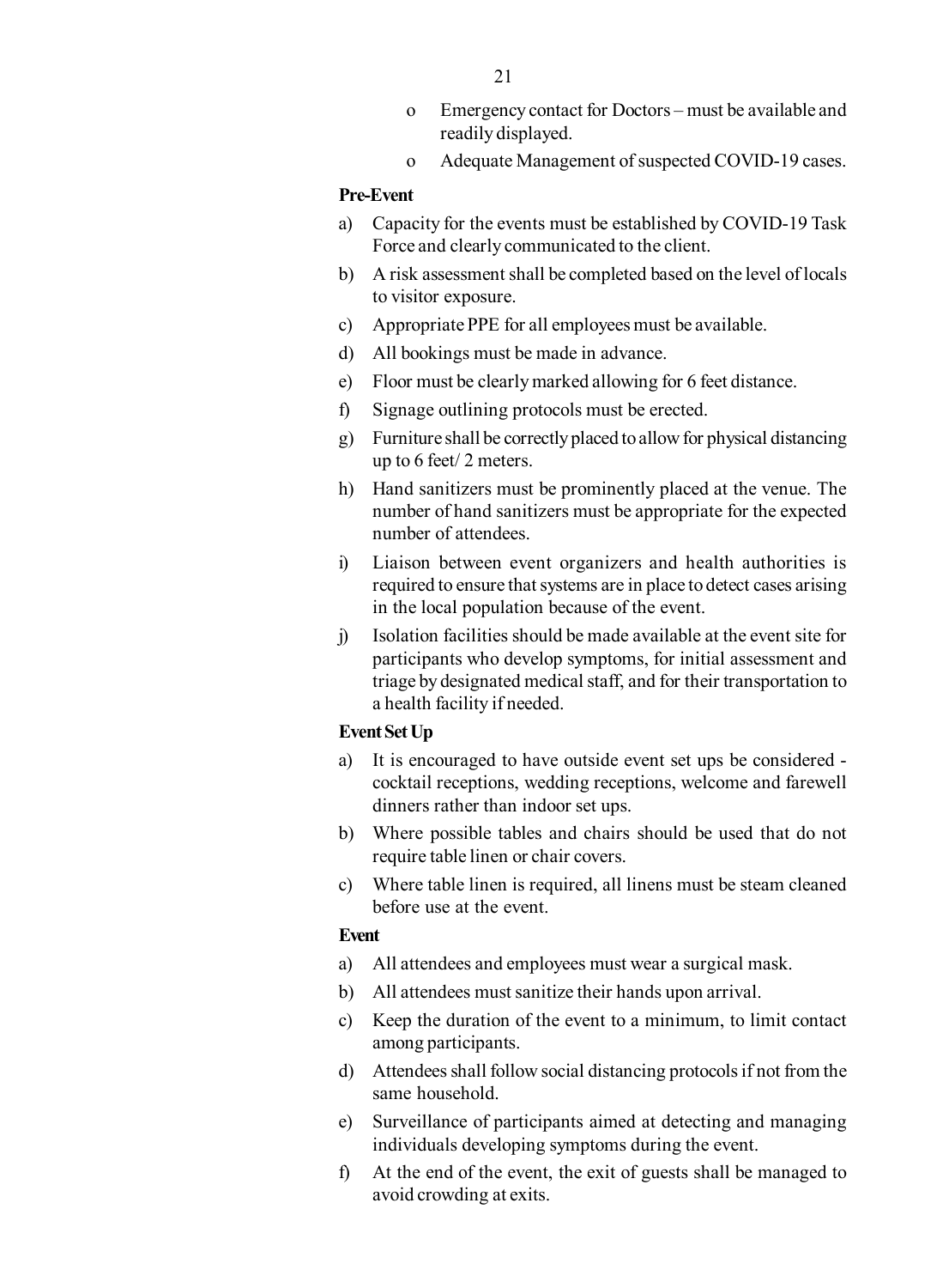- Emergency contact for Doctors – must be available and readily displayed.
- Adequate Management of suspected COVID-19 cases.

**Pre-Event**

a) Capacity for the events must be established by COVID-19 Task Force and clearly communicated to the client.

b) A risk assessment shall be completed based on the level of locals to visitor exposure.

c) Appropriate PPE for all employees must be available.

d) All bookings must be made in advance.

e) Floor must be clearly marked allowing for 6 feet distance.

f) Signage outlining protocols must be erected.

g) Furniture shall be correctly placed to allow for physical distancing up to 6 feet/ 2 meters.

h) Hand sanitizers must be prominently placed at the venue. The number of hand sanitizers must be appropriate for the expected number of attendees.

i) Liaison between event organizers and health authorities is required to ensure that systems are in place to detect cases arising in the local population because of the event.

j) Isolation facilities should be made available at the event site for participants who develop symptoms, for initial assessment and triage by designated medical staff, and for their transportation to a health facility if needed.

**Event Set Up**

a) It is encouraged to have outside event set ups be considered - cocktail receptions, wedding receptions, welcome and farewell dinners rather than indoor set ups.

b) Where possible tables and chairs should be used that do not require table linen or chair covers.

c) Where table linen is required, all linens must be steam cleaned before use at the event.

**Event**

a) All attendees and employees must wear a surgical mask.

b) All attendees must sanitize their hands upon arrival.

c) Keep the duration of the event to a minimum, to limit contact among participants.

d) Attendees shall follow social distancing protocols if not from the same household.

e) Surveillance of participants aimed at detecting and managing individuals developing symptoms during the event.

f) At the end of the event, the exit of guests shall be managed to avoid crowding at exits.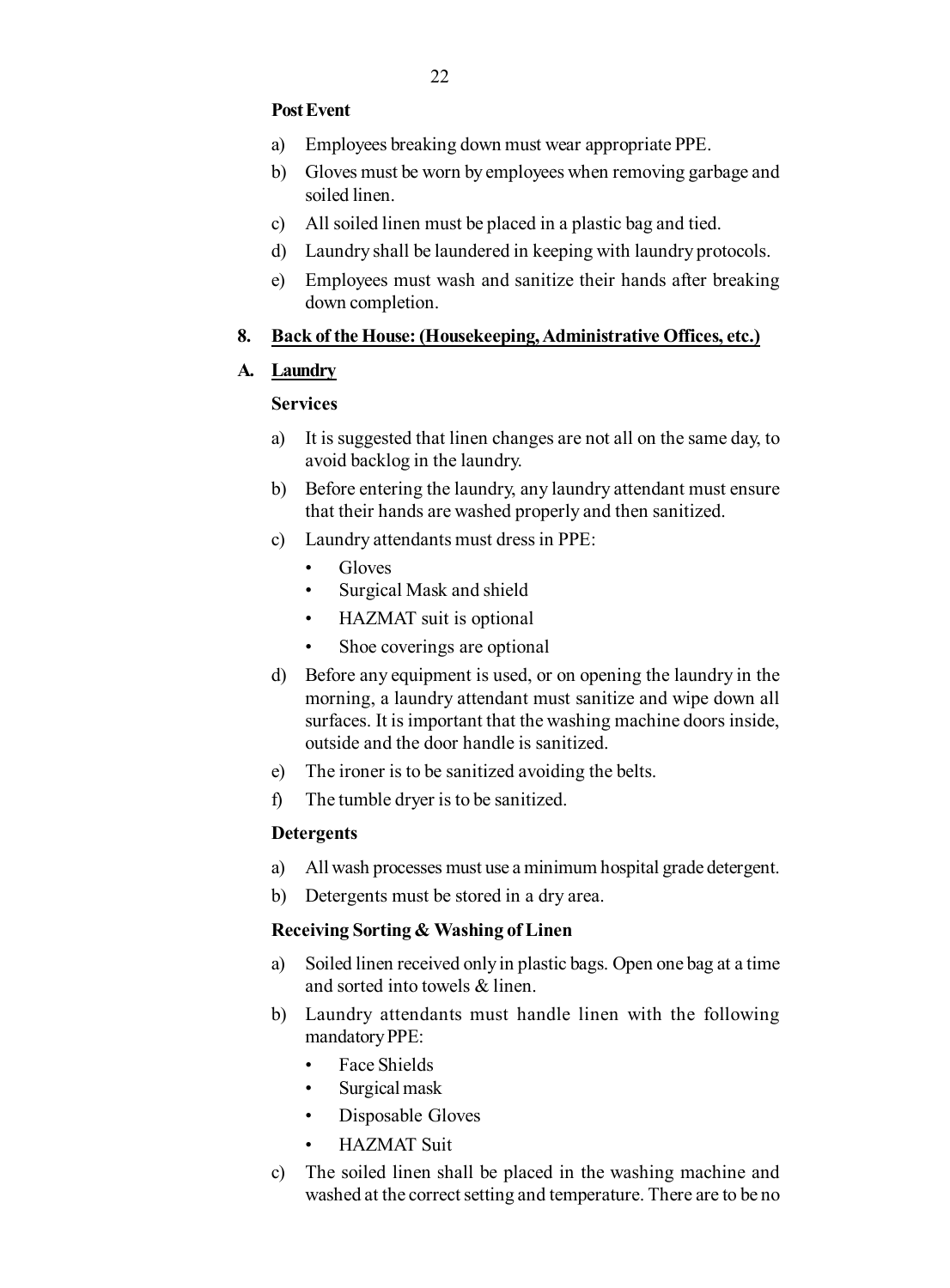**Post Event**

a) Employees breaking down must wear appropriate PPE.

b) Gloves must be worn by employees when removing garbage and soiled linen.

c) All soiled linen must be placed in a plastic bag and tied.

d) Laundry shall be laundered in keeping with laundry protocols.

e) Employees must wash and sanitize their hands after breaking down completion.

**8. <u>Back of the House: (Housekeeping, Administrative Offices, etc.)</u>**

**A. <u>Laundry</u>**

**Services**

a) It is suggested that linen changes are not all on the same day, to avoid backlog in the laundry.

b) Before entering the laundry, any laundry attendant must ensure that their hands are washed properly and then sanitized.

c) Laundry attendants must dress in PPE:
   - Gloves
   - Surgical Mask and shield
   - HAZMAT suit is optional
   - Shoe coverings are optional

d) Before any equipment is used, or on opening the laundry in the morning, a laundry attendant must sanitize and wipe down all surfaces. It is important that the washing machine doors inside, outside and the door handle is sanitized.

e) The ironer is to be sanitized avoiding the belts.

f) The tumble dryer is to be sanitized.

**Detergents**

a) All wash processes must use a minimum hospital grade detergent.

b) Detergents must be stored in a dry area.

**Receiving Sorting & Washing of Linen**

a) Soiled linen received only in plastic bags. Open one bag at a time and sorted into towels & linen.

b) Laundry attendants must handle linen with the following mandatory PPE:
   - Face Shields
   - Surgical mask
   - Disposable Gloves
   - HAZMAT Suit

c) The soiled linen shall be placed in the washing machine and washed at the correct setting and temperature. There are to be no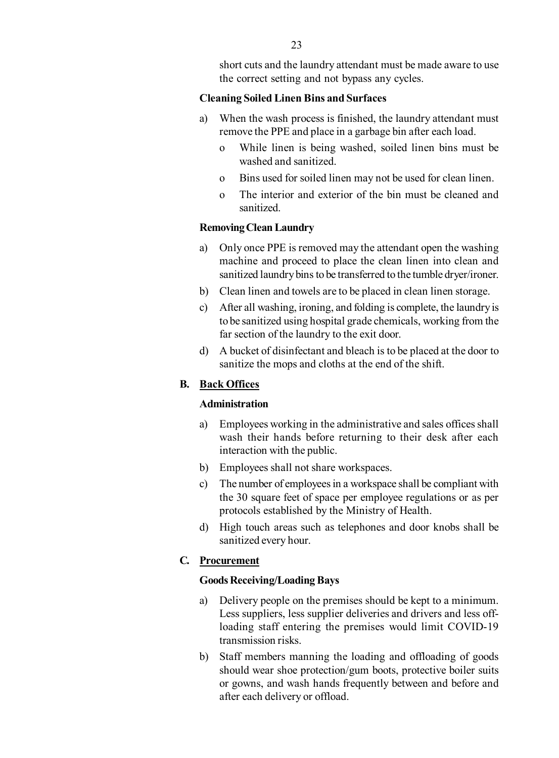short cuts and the laundry attendant must be made aware to use the correct setting and not bypass any cycles.

**Cleaning Soiled Linen Bins and Surfaces**

a) When the wash process is finished, the laundry attendant must remove the PPE and place in a garbage bin after each load.
   - o While linen is being washed, soiled linen bins must be washed and sanitized.
   - o Bins used for soiled linen may not be used for clean linen.
   - o The interior and exterior of the bin must be cleaned and sanitized.

**Removing Clean Laundry**

a) Only once PPE is removed may the attendant open the washing machine and proceed to place the clean linen into clean and sanitized laundry bins to be transferred to the tumble dryer/ironer.

b) Clean linen and towels are to be placed in clean linen storage.

c) After all washing, ironing, and folding is complete, the laundry is to be sanitized using hospital grade chemicals, working from the far section of the laundry to the exit door.

d) A bucket of disinfectant and bleach is to be placed at the door to sanitize the mops and cloths at the end of the shift.

## B. <u>Back Offices</u>

**Administration**

a) Employees working in the administrative and sales offices shall wash their hands before returning to their desk after each interaction with the public.

b) Employees shall not share workspaces.

c) The number of employees in a workspace shall be compliant with the 30 square feet of space per employee regulations or as per protocols established by the Ministry of Health.

d) High touch areas such as telephones and door knobs shall be sanitized every hour.

## C. <u>Procurement</u>

**Goods Receiving/Loading Bays**

a) Delivery people on the premises should be kept to a minimum. Less suppliers, less supplier deliveries and drivers and less off-loading staff entering the premises would limit COVID-19 transmission risks.

b) Staff members manning the loading and offloading of goods should wear shoe protection/gum boots, protective boiler suits or gowns, and wash hands frequently between and before and after each delivery or offload.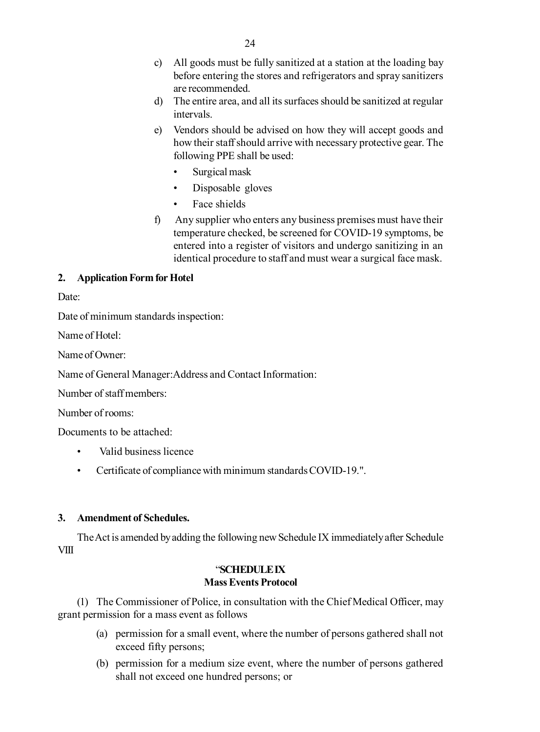c) All goods must be fully sanitized at a station at the loading bay before entering the stores and refrigerators and spray sanitizers are recommended.

d) The entire area, and all its surfaces should be sanitized at regular intervals.

e) Vendors should be advised on how they will accept goods and how their staff should arrive with necessary protective gear. The following PPE shall be used:

- Surgical mask
- Disposable gloves
- Face shields

f) Any supplier who enters any business premises must have their temperature checked, be screened for COVID-19 symptoms, be entered into a register of visitors and undergo sanitizing in an identical procedure to staff and must wear a surgical face mask.

**2. Application Form for Hotel**

Date:

Date of minimum standards inspection:

Name of Hotel:

Name of Owner:

Name of General Manager:Address and Contact Information:

Number of staff members:

Number of rooms:

Documents to be attached:

- Valid business licence
- Certificate of compliance with minimum standards COVID-19.".

**3. Amendment of Schedules.**

The Act is amended by adding the following new Schedule IX immediately after Schedule VIII

"**SCHEDULE IX**
**Mass Events Protocol**

(1) The Commissioner of Police, in consultation with the Chief Medical Officer, may grant permission for a mass event as follows

(a) permission for a small event, where the number of persons gathered shall not exceed fifty persons;

(b) permission for a medium size event, where the number of persons gathered shall not exceed one hundred persons; or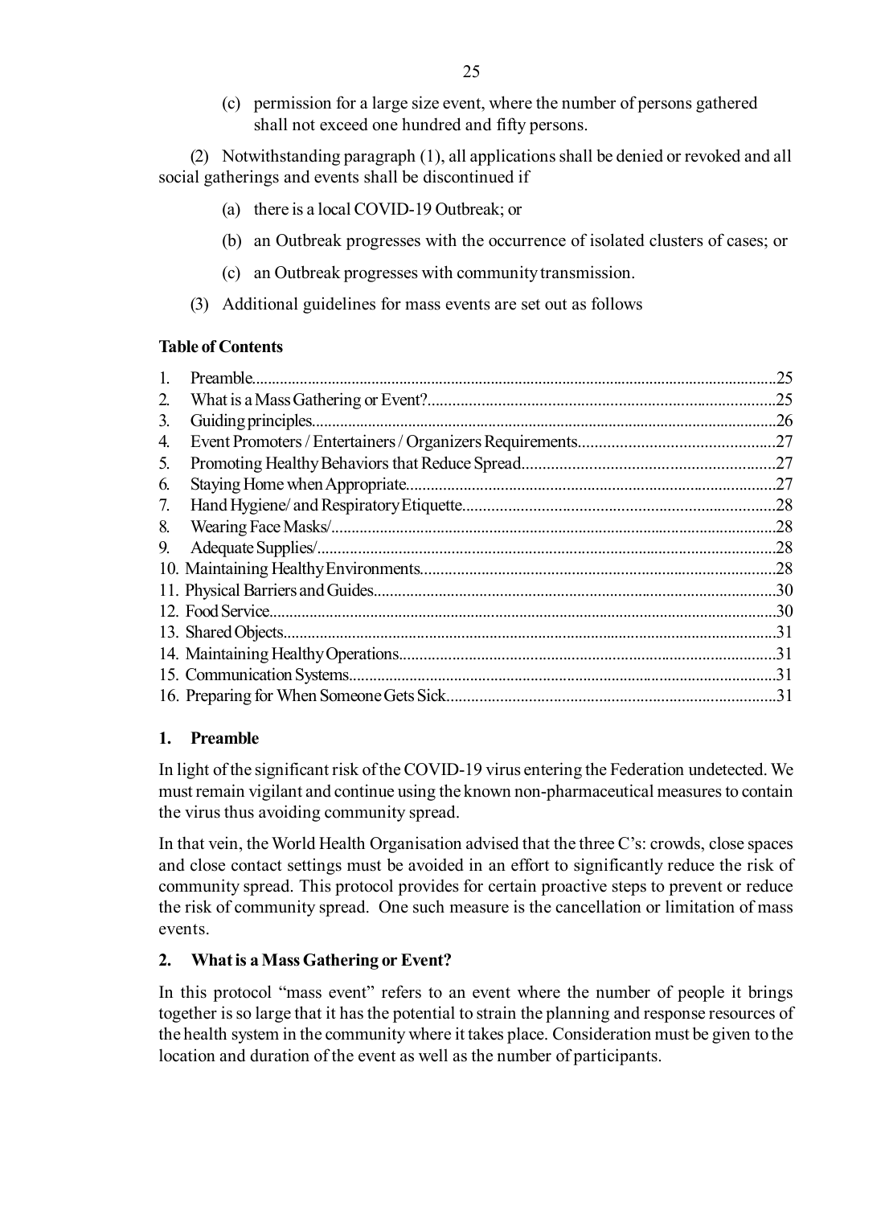(c) permission for a large size event, where the number of persons gathered shall not exceed one hundred and fifty persons.

(2) Notwithstanding paragraph (1), all applications shall be denied or revoked and all social gatherings and events shall be discontinued if

(a) there is a local COVID-19 Outbreak; or

(b) an Outbreak progresses with the occurrence of isolated clusters of cases; or

(c) an Outbreak progresses with community transmission.

(3) Additional guidelines for mass events are set out as follows

**Table of Contents**

| | |
|---|---|
| 1. Preamble | 25 |
| 2. What is a Mass Gathering or Event? | 25 |
| 3. Guiding principles | 26 |
| 4. Event Promoters / Entertainers / Organizers Requirements | 27 |
| 5. Promoting Healthy Behaviors that Reduce Spread | 27 |
| 6. Staying Home when Appropriate | 27 |
| 7. Hand Hygiene/ and Respiratory Etiquette | 28 |
| 8. Wearing Face Masks/ | 28 |
| 9. Adequate Supplies/ | 28 |
| 10. Maintaining Healthy Environments | 28 |
| 11. Physical Barriers and Guides | 30 |
| 12. Food Service | 30 |
| 13. Shared Objects | 31 |
| 14. Maintaining Healthy Operations | 31 |
| 15. Communication Systems | 31 |
| 16. Preparing for When Someone Gets Sick | 31 |

### 1. Preamble

In light of the significant risk of the COVID-19 virus entering the Federation undetected. We must remain vigilant and continue using the known non-pharmaceutical measures to contain the virus thus avoiding community spread.

In that vein, the World Health Organisation advised that the three C's: crowds, close spaces and close contact settings must be avoided in an effort to significantly reduce the risk of community spread. This protocol provides for certain proactive steps to prevent or reduce the risk of community spread. One such measure is the cancellation or limitation of mass events.

### 2. What is a Mass Gathering or Event?

In this protocol "mass event" refers to an event where the number of people it brings together is so large that it has the potential to strain the planning and response resources of the health system in the community where it takes place. Consideration must be given to the location and duration of the event as well as the number of participants.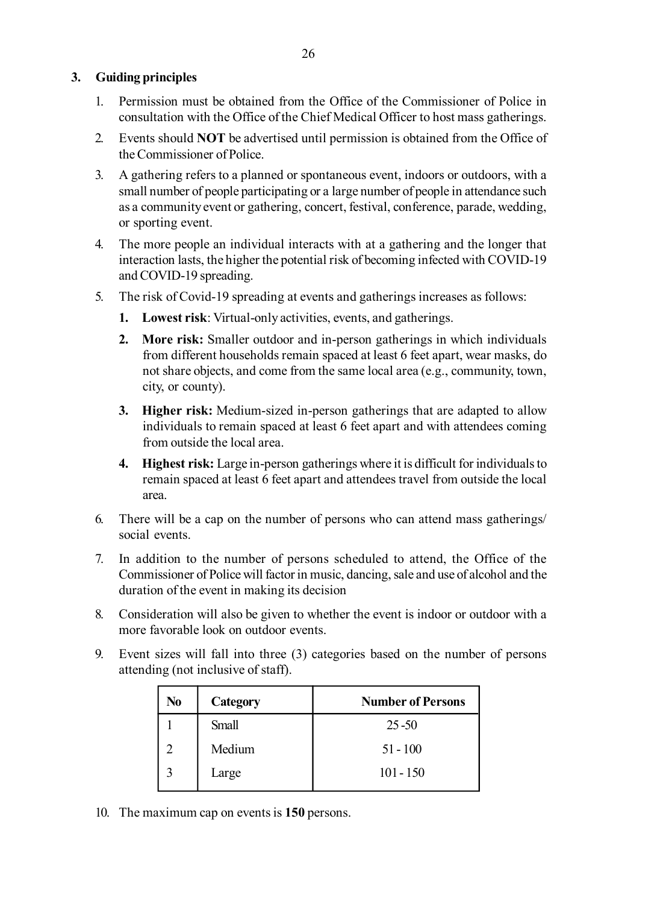## 3. Guiding principles

1. Permission must be obtained from the Office of the Commissioner of Police in consultation with the Office of the Chief Medical Officer to host mass gatherings.
2. Events should **NOT** be advertised until permission is obtained from the Office of the Commissioner of Police.
3. A gathering refers to a planned or spontaneous event, indoors or outdoors, with a small number of people participating or a large number of people in attendance such as a community event or gathering, concert, festival, conference, parade, wedding, or sporting event.
4. The more people an individual interacts with at a gathering and the longer that interaction lasts, the higher the potential risk of becoming infected with COVID-19 and COVID-19 spreading.
5. The risk of Covid-19 spreading at events and gatherings increases as follows:
    1. **Lowest risk**: Virtual-only activities, events, and gatherings.
    2. **More risk:** Smaller outdoor and in-person gatherings in which individuals from different households remain spaced at least 6 feet apart, wear masks, do not share objects, and come from the same local area (e.g., community, town, city, or county).
    3. **Higher risk:** Medium-sized in-person gatherings that are adapted to allow individuals to remain spaced at least 6 feet apart and with attendees coming from outside the local area.
    4. **Highest risk:** Large in-person gatherings where it is difficult for individuals to remain spaced at least 6 feet apart and attendees travel from outside the local area.
6. There will be a cap on the number of persons who can attend mass gatherings/ social events.
7. In addition to the number of persons scheduled to attend, the Office of the Commissioner of Police will factor in music, dancing, sale and use of alcohol and the duration of the event in making its decision
8. Consideration will also be given to whether the event is indoor or outdoor with a more favorable look on outdoor events.
9. Event sizes will fall into three (3) categories based on the number of persons attending (not inclusive of staff).

| No | Category | Number of Persons |
|---|---|---|
| 1 | Small | 25 -50 |
| 2 | Medium | 51 - 100 |
| 3 | Large | 101 - 150 |

10. The maximum cap on events is **150** persons.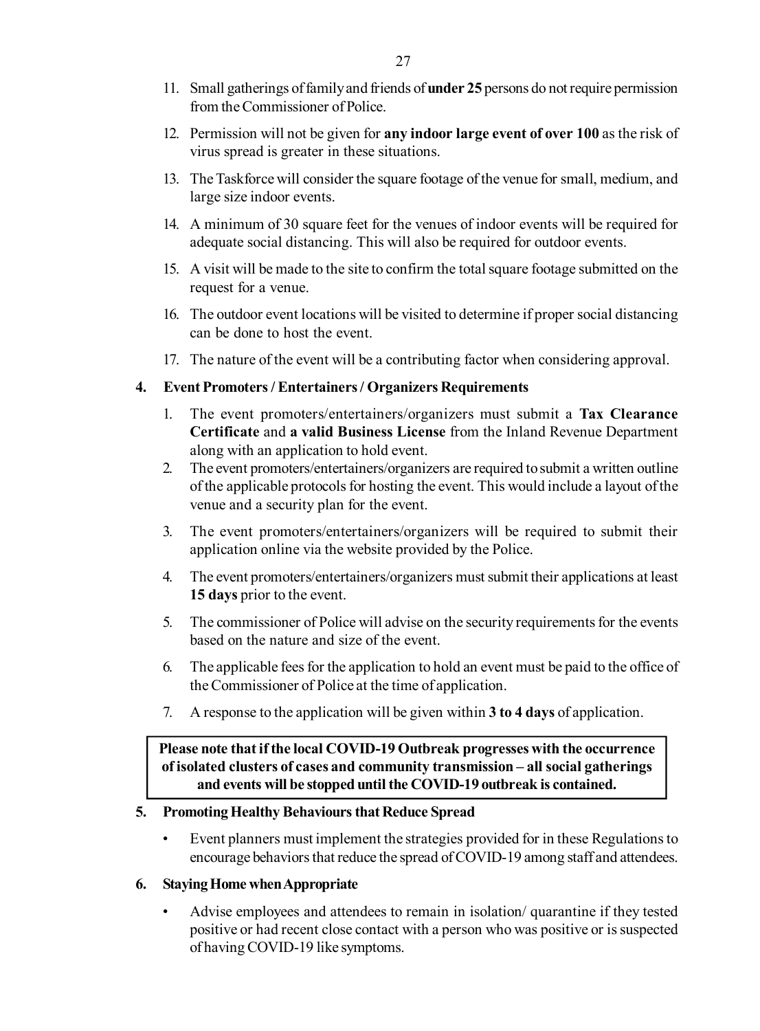11. Small gatherings of family and friends of **under 25** persons do not require permission from the Commissioner of Police.

12. Permission will not be given for **any indoor large event of over 100** as the risk of virus spread is greater in these situations.

13. The Taskforce will consider the square footage of the venue for small, medium, and large size indoor events.

14. A minimum of 30 square feet for the venues of indoor events will be required for adequate social distancing. This will also be required for outdoor events.

15. A visit will be made to the site to confirm the total square footage submitted on the request for a venue.

16. The outdoor event locations will be visited to determine if proper social distancing can be done to host the event.

17. The nature of the event will be a contributing factor when considering approval.

**4. Event Promoters / Entertainers / Organizers Requirements**

1. The event promoters/entertainers/organizers must submit a **Tax Clearance Certificate** and **a valid Business License** from the Inland Revenue Department along with an application to hold event.
2. The event promoters/entertainers/organizers are required to submit a written outline of the applicable protocols for hosting the event. This would include a layout of the venue and a security plan for the event.
3. The event promoters/entertainers/organizers will be required to submit their application online via the website provided by the Police.
4. The event promoters/entertainers/organizers must submit their applications at least **15 days** prior to the event.
5. The commissioner of Police will advise on the security requirements for the events based on the nature and size of the event.
6. The applicable fees for the application to hold an event must be paid to the office of the Commissioner of Police at the time of application.
7. A response to the application will be given within **3 to 4 days** of application.

**Please note that if the local COVID-19 Outbreak progresses with the occurrence of isolated clusters of cases and community transmission – all social gatherings and events will be stopped until the COVID-19 outbreak is contained.**

**5. Promoting Healthy Behaviours that Reduce Spread**

- Event planners must implement the strategies provided for in these Regulations to encourage behaviors that reduce the spread of COVID-19 among staff and attendees.

**6. Staying Home when Appropriate**

- Advise employees and attendees to remain in isolation/ quarantine if they tested positive or had recent close contact with a person who was positive or is suspected of having COVID-19 like symptoms.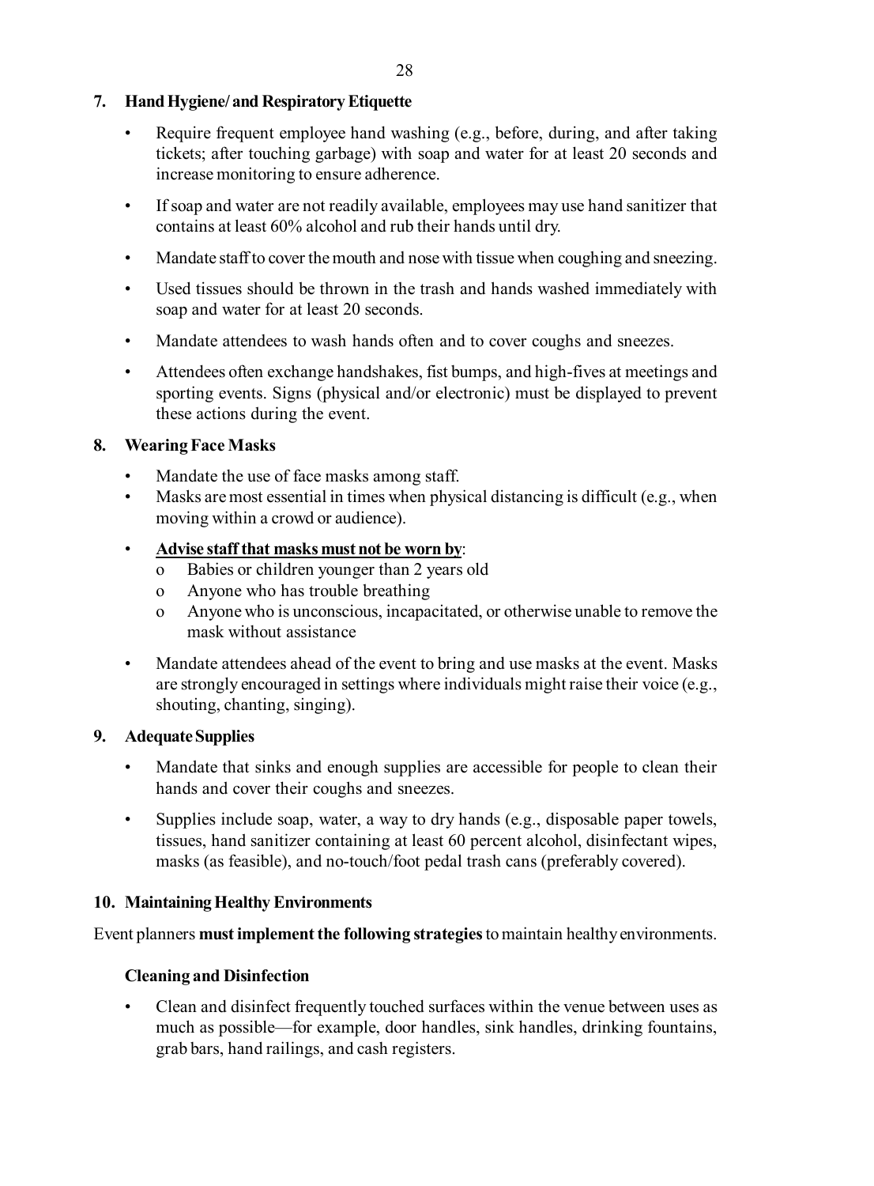## 7. Hand Hygiene/ and Respiratory Etiquette

- Require frequent employee hand washing (e.g., before, during, and after taking tickets; after touching garbage) with soap and water for at least 20 seconds and increase monitoring to ensure adherence.
- If soap and water are not readily available, employees may use hand sanitizer that contains at least 60% alcohol and rub their hands until dry.
- Mandate staff to cover the mouth and nose with tissue when coughing and sneezing.
- Used tissues should be thrown in the trash and hands washed immediately with soap and water for at least 20 seconds.
- Mandate attendees to wash hands often and to cover coughs and sneezes.
- Attendees often exchange handshakes, fist bumps, and high-fives at meetings and sporting events. Signs (physical and/or electronic) must be displayed to prevent these actions during the event.

## 8. Wearing Face Masks

- Mandate the use of face masks among staff.
- Masks are most essential in times when physical distancing is difficult (e.g., when moving within a crowd or audience).
- **Advise staff that masks must not be worn by**:
  - o Babies or children younger than 2 years old
  - o Anyone who has trouble breathing
  - o Anyone who is unconscious, incapacitated, or otherwise unable to remove the mask without assistance
- Mandate attendees ahead of the event to bring and use masks at the event. Masks are strongly encouraged in settings where individuals might raise their voice (e.g., shouting, chanting, singing).

## 9. Adequate Supplies

- Mandate that sinks and enough supplies are accessible for people to clean their hands and cover their coughs and sneezes.
- Supplies include soap, water, a way to dry hands (e.g., disposable paper towels, tissues, hand sanitizer containing at least 60 percent alcohol, disinfectant wipes, masks (as feasible), and no-touch/foot pedal trash cans (preferably covered).

## 10. Maintaining Healthy Environments

Event planners **must implement the following strategies** to maintain healthy environments.

### Cleaning and Disinfection

- Clean and disinfect frequently touched surfaces within the venue between uses as much as possible—for example, door handles, sink handles, drinking fountains, grab bars, hand railings, and cash registers.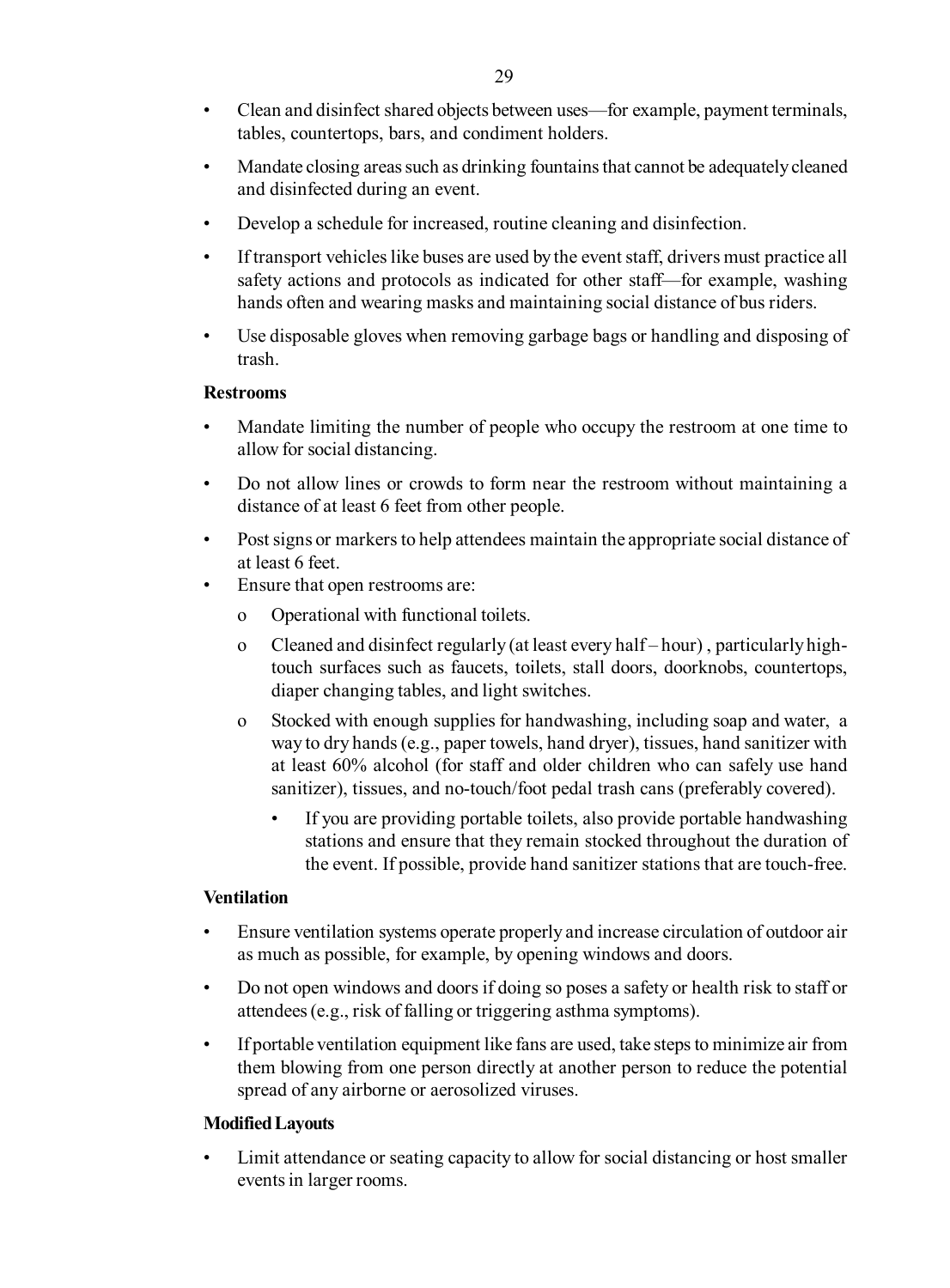- Clean and disinfect shared objects between uses—for example, payment terminals, tables, countertops, bars, and condiment holders.
- Mandate closing areas such as drinking fountains that cannot be adequately cleaned and disinfected during an event.
- Develop a schedule for increased, routine cleaning and disinfection.
- If transport vehicles like buses are used by the event staff, drivers must practice all safety actions and protocols as indicated for other staff—for example, washing hands often and wearing masks and maintaining social distance of bus riders.
- Use disposable gloves when removing garbage bags or handling and disposing of trash.

**Restrooms**

- Mandate limiting the number of people who occupy the restroom at one time to allow for social distancing.
- Do not allow lines or crowds to form near the restroom without maintaining a distance of at least 6 feet from other people.
- Post signs or markers to help attendees maintain the appropriate social distance of at least 6 feet.
- Ensure that open restrooms are:
  - o Operational with functional toilets.
  - o Cleaned and disinfect regularly (at least every half – hour) , particularly high-touch surfaces such as faucets, toilets, stall doors, doorknobs, countertops, diaper changing tables, and light switches.
  - o Stocked with enough supplies for handwashing, including soap and water, a way to dry hands (e.g., paper towels, hand dryer), tissues, hand sanitizer with at least 60% alcohol (for staff and older children who can safely use hand sanitizer), tissues, and no-touch/foot pedal trash cans (preferably covered).
    - If you are providing portable toilets, also provide portable handwashing stations and ensure that they remain stocked throughout the duration of the event. If possible, provide hand sanitizer stations that are touch-free.

**Ventilation**

- Ensure ventilation systems operate properly and increase circulation of outdoor air as much as possible, for example, by opening windows and doors.
- Do not open windows and doors if doing so poses a safety or health risk to staff or attendees (e.g., risk of falling or triggering asthma symptoms).
- If portable ventilation equipment like fans are used, take steps to minimize air from them blowing from one person directly at another person to reduce the potential spread of any airborne or aerosolized viruses.

**Modified Layouts**

- Limit attendance or seating capacity to allow for social distancing or host smaller events in larger rooms.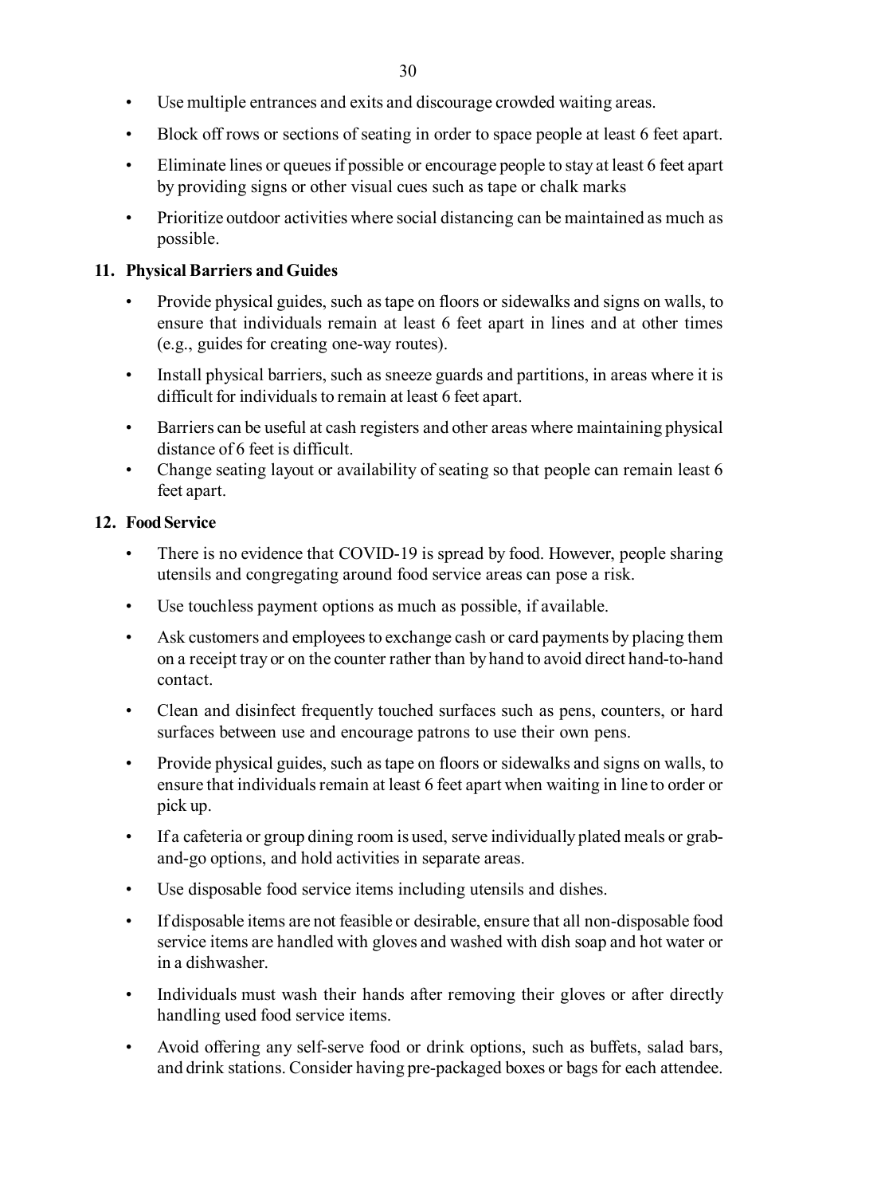- Use multiple entrances and exits and discourage crowded waiting areas.
- Block off rows or sections of seating in order to space people at least 6 feet apart.
- Eliminate lines or queues if possible or encourage people to stay at least 6 feet apart by providing signs or other visual cues such as tape or chalk marks
- Prioritize outdoor activities where social distancing can be maintained as much as possible.

**11. Physical Barriers and Guides**

- Provide physical guides, such as tape on floors or sidewalks and signs on walls, to ensure that individuals remain at least 6 feet apart in lines and at other times (e.g., guides for creating one-way routes).
- Install physical barriers, such as sneeze guards and partitions, in areas where it is difficult for individuals to remain at least 6 feet apart.
- Barriers can be useful at cash registers and other areas where maintaining physical distance of 6 feet is difficult.
- Change seating layout or availability of seating so that people can remain least 6 feet apart.

**12. Food Service**

- There is no evidence that COVID-19 is spread by food. However, people sharing utensils and congregating around food service areas can pose a risk.
- Use touchless payment options as much as possible, if available.
- Ask customers and employees to exchange cash or card payments by placing them on a receipt tray or on the counter rather than by hand to avoid direct hand-to-hand contact.
- Clean and disinfect frequently touched surfaces such as pens, counters, or hard surfaces between use and encourage patrons to use their own pens.
- Provide physical guides, such as tape on floors or sidewalks and signs on walls, to ensure that individuals remain at least 6 feet apart when waiting in line to order or pick up.
- If a cafeteria or group dining room is used, serve individually plated meals or grab-and-go options, and hold activities in separate areas.
- Use disposable food service items including utensils and dishes.
- If disposable items are not feasible or desirable, ensure that all non-disposable food service items are handled with gloves and washed with dish soap and hot water or in a dishwasher.
- Individuals must wash their hands after removing their gloves or after directly handling used food service items.
- Avoid offering any self-serve food or drink options, such as buffets, salad bars, and drink stations. Consider having pre-packaged boxes or bags for each attendee.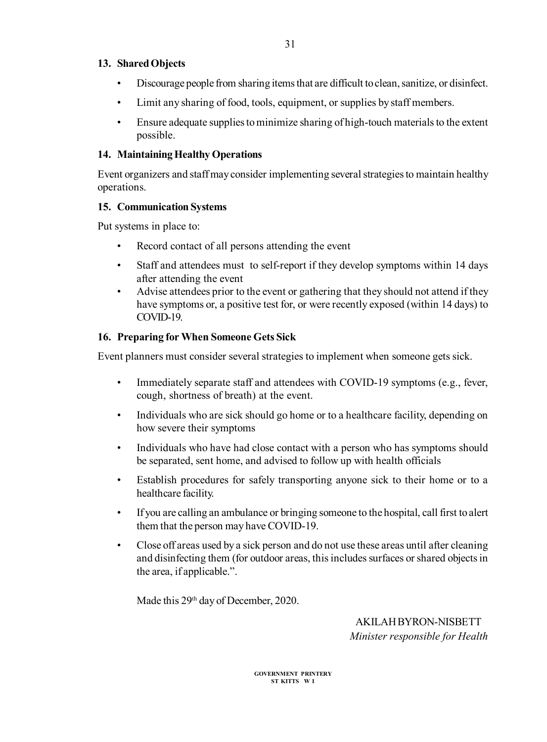**13. Shared Objects**

- Discourage people from sharing items that are difficult to clean, sanitize, or disinfect.
- Limit any sharing of food, tools, equipment, or supplies by staff members.
- Ensure adequate supplies to minimize sharing of high-touch materials to the extent possible.

**14. Maintaining Healthy Operations**

Event organizers and staff may consider implementing several strategies to maintain healthy operations.

**15. Communication Systems**

Put systems in place to:

- Record contact of all persons attending the event
- Staff and attendees must to self-report if they develop symptoms within 14 days after attending the event
- Advise attendees prior to the event or gathering that they should not attend if they have symptoms or, a positive test for, or were recently exposed (within 14 days) to COVID-19.

**16. Preparing for When Someone Gets Sick**

Event planners must consider several strategies to implement when someone gets sick.

- Immediately separate staff and attendees with COVID-19 symptoms (e.g., fever, cough, shortness of breath) at the event.
- Individuals who are sick should go home or to a healthcare facility, depending on how severe their symptoms
- Individuals who have had close contact with a person who has symptoms should be separated, sent home, and advised to follow up with health officials
- Establish procedures for safely transporting anyone sick to their home or to a healthcare facility.
- If you are calling an ambulance or bringing someone to the hospital, call first to alert them that the person may have COVID-19.
- Close off areas used by a sick person and do not use these areas until after cleaning and disinfecting them (for outdoor areas, this includes surfaces or shared objects in the area, if applicable.".

Made this 29th day of December, 2020.

AKILAH BYRON-NISBETT
*Minister responsible for Health*

GOVERNMENT PRINTERY
ST KITTS W I